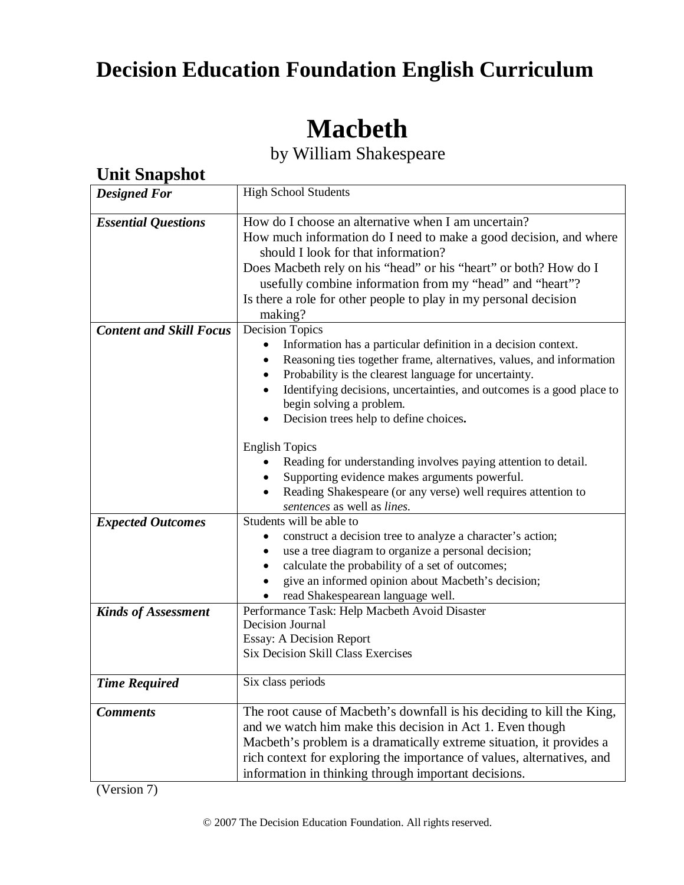# Decision Education Foundation English Curriculum

# Macbeth

by William Shakespeare

## Unit Snapshot

| | |
|---|---|
| ***Designed For*** | High School Students |
| ***Essential Questions*** | How do I choose an alternative when I am uncertain?<br>How much information do I need to make a good decision, and where should I look for that information?<br>Does Macbeth rely on his "head" or his "heart" or both? How do I usefully combine information from my "head" and "heart"?<br>Is there a role for other people to play in my personal decision making? |
| ***Content and Skill Focus*** | Decision Topics<br>• Information has a particular definition in a decision context.<br>• Reasoning ties together frame, alternatives, values, and information<br>• Probability is the clearest language for uncertainty.<br>• Identifying decisions, uncertainties, and outcomes is a good place to begin solving a problem.<br>• Decision trees help to define choices.<br><br>English Topics<br>• Reading for understanding involves paying attention to detail.<br>• Supporting evidence makes arguments powerful.<br>• Reading Shakespeare (or any verse) well requires attention to *sentences* as well as *lines*. |
| ***Expected Outcomes*** | Students will be able to<br>• construct a decision tree to analyze a character's action;<br>• use a tree diagram to organize a personal decision;<br>• calculate the probability of a set of outcomes;<br>• give an informed opinion about Macbeth's decision;<br>• read Shakespearean language well. |
| ***Kinds of Assessment*** | Performance Task: Help Macbeth Avoid Disaster<br>Decision Journal<br>Essay: A Decision Report<br>Six Decision Skill Class Exercises |
| ***Time Required*** | Six class periods |
| ***Comments*** | The root cause of Macbeth's downfall is his deciding to kill the King, and we watch him make this decision in Act 1. Even though Macbeth's problem is a dramatically extreme situation, it provides a rich context for exploring the importance of values, alternatives, and information in thinking through important decisions. |

(Version 7)

© 2007 The Decision Education Foundation. All rights reserved.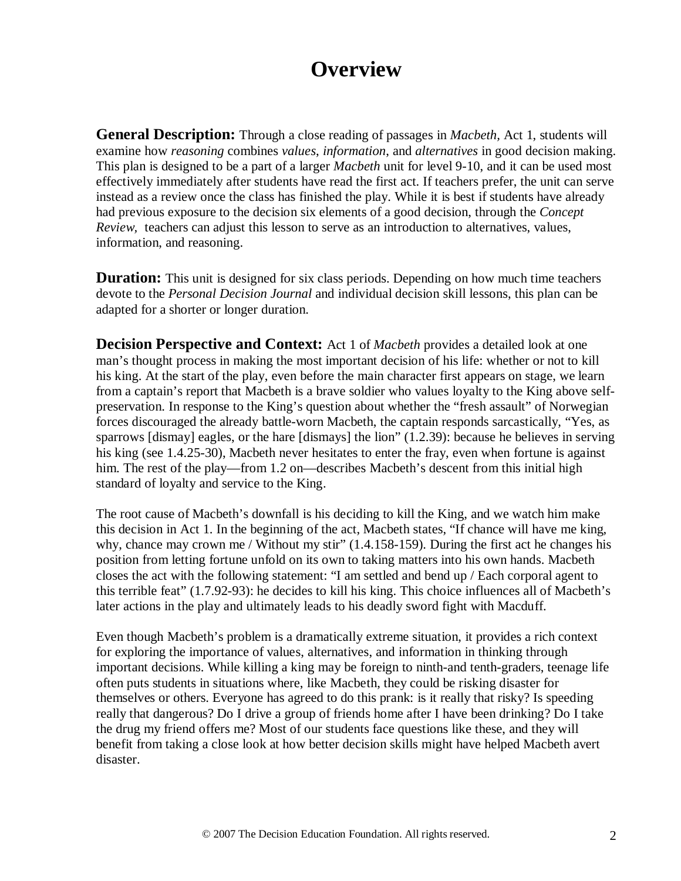# Overview

**General Description:** Through a close reading of passages in *Macbeth,* Act 1, students will examine how *reasoning* combines *values*, *information*, and *alternatives* in good decision making. This plan is designed to be a part of a larger *Macbeth* unit for level 9-10, and it can be used most effectively immediately after students have read the first act. If teachers prefer, the unit can serve instead as a review once the class has finished the play. While it is best if students have already had previous exposure to the decision six elements of a good decision, through the *Concept Review,* teachers can adjust this lesson to serve as an introduction to alternatives, values, information, and reasoning.

**Duration:** This unit is designed for six class periods. Depending on how much time teachers devote to the *Personal Decision Journal* and individual decision skill lessons, this plan can be adapted for a shorter or longer duration.

**Decision Perspective and Context:** Act 1 of *Macbeth* provides a detailed look at one man's thought process in making the most important decision of his life: whether or not to kill his king. At the start of the play, even before the main character first appears on stage, we learn from a captain's report that Macbeth is a brave soldier who values loyalty to the King above self-preservation. In response to the King's question about whether the "fresh assault" of Norwegian forces discouraged the already battle-worn Macbeth, the captain responds sarcastically, "Yes, as sparrows [dismay] eagles, or the hare [dismays] the lion" (1.2.39): because he believes in serving his king (see 1.4.25-30), Macbeth never hesitates to enter the fray, even when fortune is against him. The rest of the play—from 1.2 on—describes Macbeth's descent from this initial high standard of loyalty and service to the King.

The root cause of Macbeth's downfall is his deciding to kill the King, and we watch him make this decision in Act 1. In the beginning of the act, Macbeth states, "If chance will have me king, why, chance may crown me / Without my stir" (1.4.158-159). During the first act he changes his position from letting fortune unfold on its own to taking matters into his own hands. Macbeth closes the act with the following statement: "I am settled and bend up / Each corporal agent to this terrible feat" (1.7.92-93): he decides to kill his king. This choice influences all of Macbeth's later actions in the play and ultimately leads to his deadly sword fight with Macduff.

Even though Macbeth's problem is a dramatically extreme situation, it provides a rich context for exploring the importance of values, alternatives, and information in thinking through important decisions. While killing a king may be foreign to ninth-and tenth-graders, teenage life often puts students in situations where, like Macbeth, they could be risking disaster for themselves or others. Everyone has agreed to do this prank: is it really that risky? Is speeding really that dangerous? Do I drive a group of friends home after I have been drinking? Do I take the drug my friend offers me? Most of our students face questions like these, and they will benefit from taking a close look at how better decision skills might have helped Macbeth avert disaster.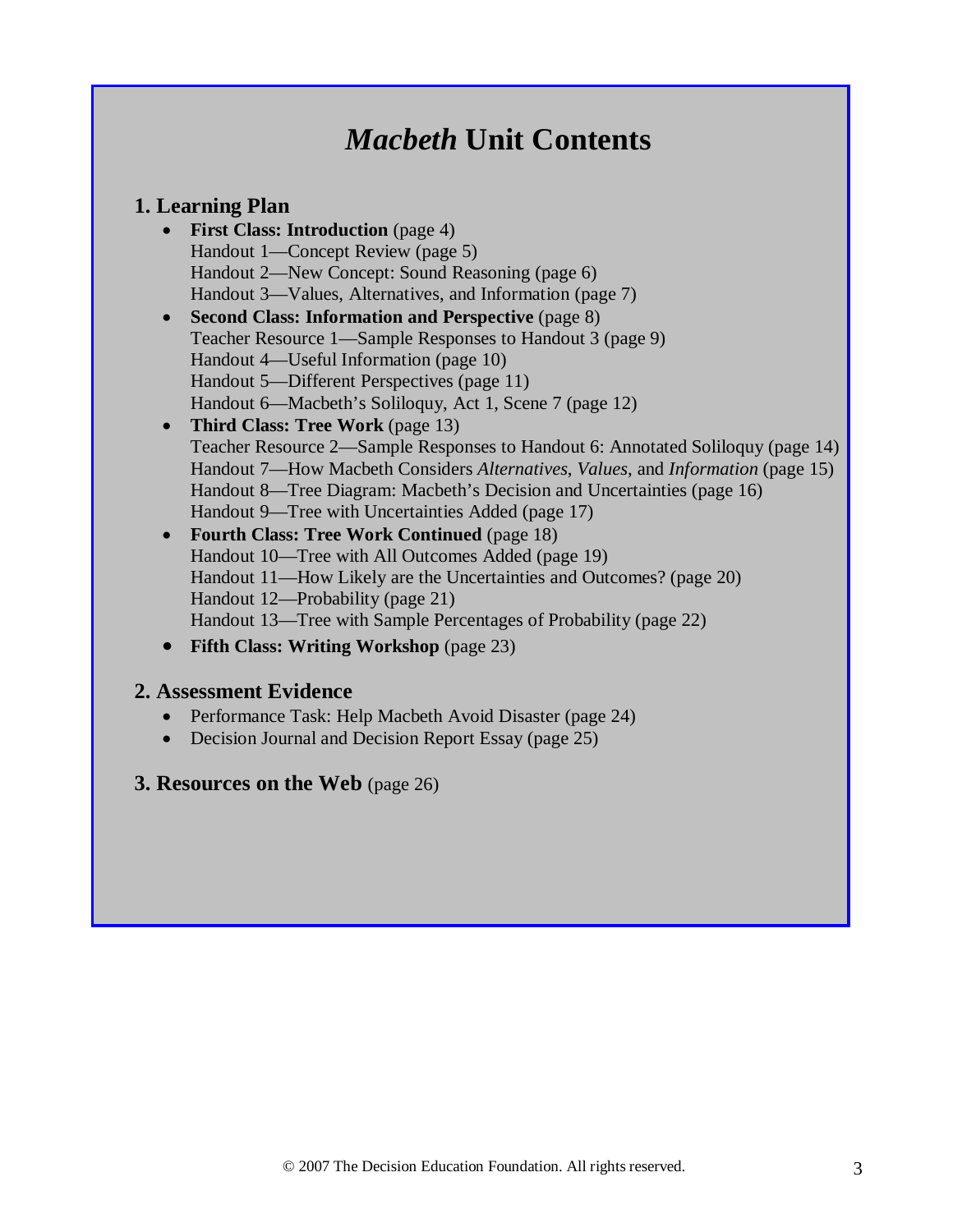# *Macbeth* Unit Contents

## 1. Learning Plan

- **First Class: Introduction** (page 4)
  Handout 1—Concept Review (page 5)
  Handout 2—New Concept: Sound Reasoning (page 6)
  Handout 3—Values, Alternatives, and Information (page 7)
- **Second Class: Information and Perspective** (page 8)
  Teacher Resource 1—Sample Responses to Handout 3 (page 9)
  Handout 4—Useful Information (page 10)
  Handout 5—Different Perspectives (page 11)
  Handout 6—Macbeth's Soliloquy, Act 1, Scene 7 (page 12)
- **Third Class: Tree Work** (page 13)
  Teacher Resource 2—Sample Responses to Handout 6: Annotated Soliloquy (page 14)
  Handout 7—How Macbeth Considers *Alternatives*, *Values*, and *Information* (page 15)
  Handout 8—Tree Diagram: Macbeth's Decision and Uncertainties (page 16)
  Handout 9—Tree with Uncertainties Added (page 17)
- **Fourth Class: Tree Work Continued** (page 18)
  Handout 10—Tree with All Outcomes Added (page 19)
  Handout 11—How Likely are the Uncertainties and Outcomes? (page 20)
  Handout 12—Probability (page 21)
  Handout 13—Tree with Sample Percentages of Probability (page 22)
- **Fifth Class: Writing Workshop** (page 23)

## 2. Assessment Evidence

- Performance Task: Help Macbeth Avoid Disaster (page 24)
- Decision Journal and Decision Report Essay (page 25)

## 3. Resources on the Web (page 26)

© 2007 The Decision Education Foundation. All rights reserved.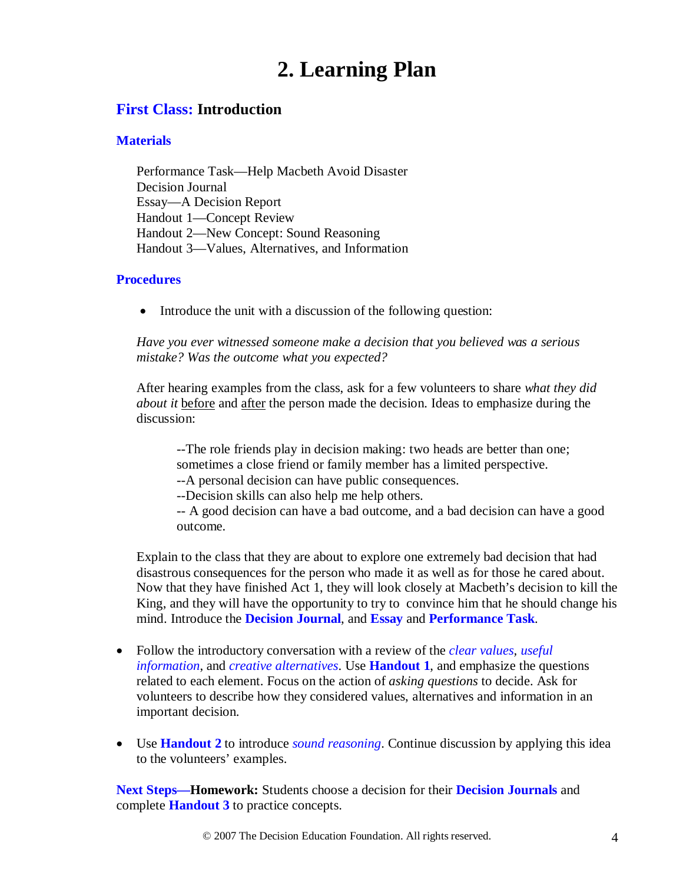# 2. Learning Plan

## First Class: Introduction

### Materials

Performance Task—Help Macbeth Avoid Disaster
Decision Journal
Essay—A Decision Report
Handout 1—Concept Review
Handout 2—New Concept: Sound Reasoning
Handout 3—Values, Alternatives, and Information

### Procedures

- Introduce the unit with a discussion of the following question:

  *Have you ever witnessed someone make a decision that you believed was a serious mistake? Was the outcome what you expected?*

  After hearing examples from the class, ask for a few volunteers to share *what they did about it* before and after the person made the decision. Ideas to emphasize during the discussion:

  > --The role friends play in decision making: two heads are better than one; sometimes a close friend or family member has a limited perspective.
  > --A personal decision can have public consequences.
  > --Decision skills can also help me help others.
  > -- A good decision can have a bad outcome, and a bad decision can have a good outcome.

  Explain to the class that they are about to explore one extremely bad decision that had disastrous consequences for the person who made it as well as for those he cared about. Now that they have finished Act 1, they will look closely at Macbeth's decision to kill the King, and they will have the opportunity to try to convince him that he should change his mind. Introduce the **Decision Journal**, and **Essay** and **Performance Task**.

- Follow the introductory conversation with a review of the *clear values*, *useful information*, and *creative alternatives*. Use **Handout 1**, and emphasize the questions related to each element. Focus on the action of *asking questions* to decide. Ask for volunteers to describe how they considered values, alternatives and information in an important decision.

- Use **Handout 2** to introduce *sound reasoning*. Continue discussion by applying this idea to the volunteers' examples.

**Next Steps—Homework:** Students choose a decision for their **Decision Journals** and complete **Handout 3** to practice concepts.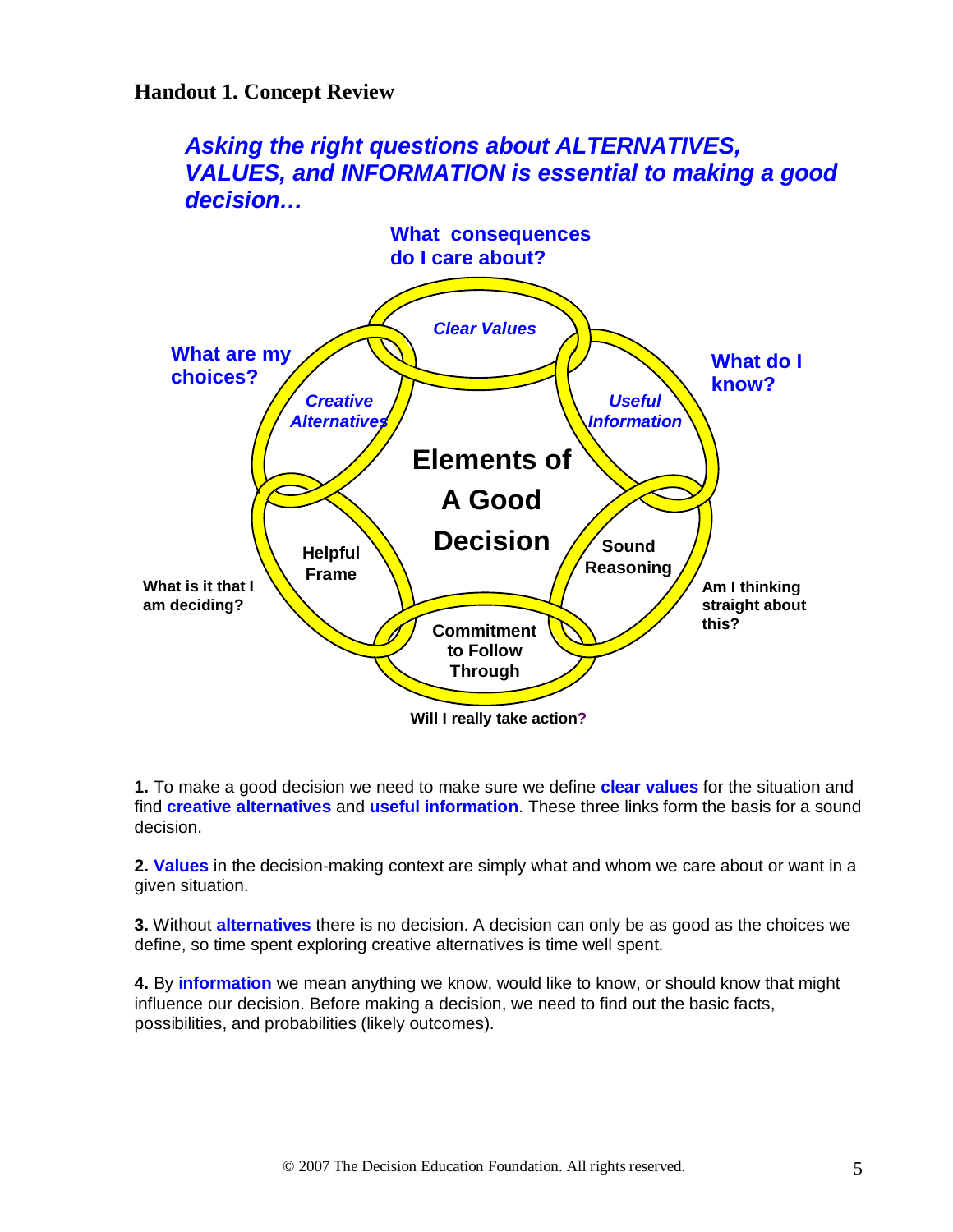## Handout 1. Concept Review

***Asking the right questions about ALTERNATIVES, VALUES, and INFORMATION is essential to making a good decision…***

**What consequences do I care about?**

***Clear Values***

**What are my choices?**

***Creative Alternatives***

**What do I know?**

***Useful Information***

**Elements of A Good Decision**

**Helpful Frame**

**What is it that I am deciding?**

**Sound Reasoning**

**Am I thinking straight about this?**

**Commitment to Follow Through**

**Will I really take action?**

**1.** To make a good decision we need to make sure we define **clear values** for the situation and find **creative alternatives** and **useful information**. These three links form the basis for a sound decision.

**2. Values** in the decision-making context are simply what and whom we care about or want in a given situation.

**3.** Without **alternatives** there is no decision. A decision can only be as good as the choices we define, so time spent exploring creative alternatives is time well spent.

**4.** By **information** we mean anything we know, would like to know, or should know that might influence our decision. Before making a decision, we need to find out the basic facts, possibilities, and probabilities (likely outcomes).

© 2007 The Decision Education Foundation. All rights reserved.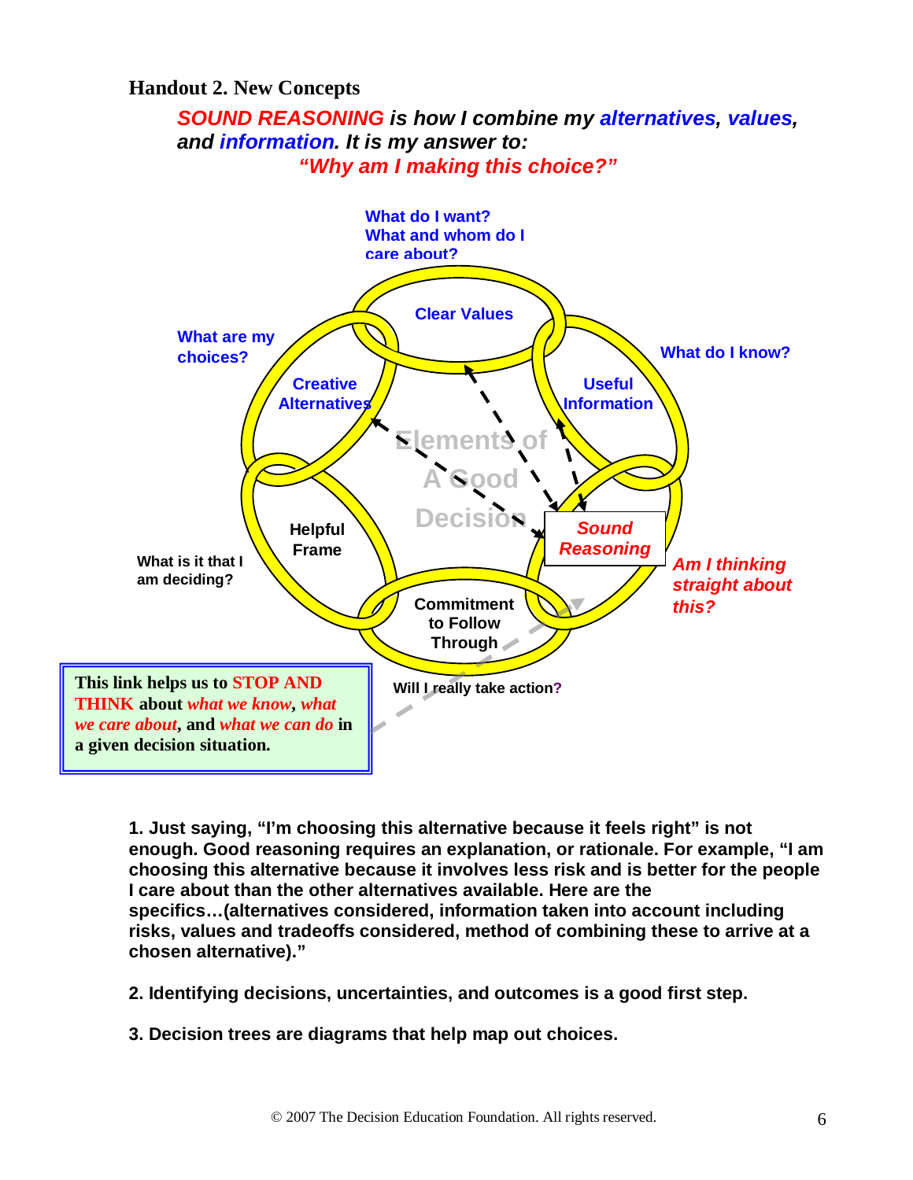**Handout 2. New Concepts**

***SOUND REASONING** is how I combine my **alternatives**, **values**, and **information**. It is my answer to:*

***"Why am I making this choice?"***

**What do I want?**
**What and whom do I care about?**

**Clear Values**

**What are my choices?**

**Creative Alternatives**

**What do I know?**

**Useful Information**

**Elements of A Good Decision**

**Helpful Frame**

**What is it that I am deciding?**

***Sound Reasoning***

***Am I thinking straight about this?***

**Commitment to Follow Through**

**Will I really take action?**

**This link helps us to STOP AND THINK about *what we know*, *what we care about*, and *what we can do* in a given decision situation.**

**1. Just saying, "I'm choosing this alternative because it feels right" is not enough. Good reasoning requires an explanation, or rationale. For example, "I am choosing this alternative because it involves less risk and is better for the people I care about than the other alternatives available. Here are the specifics…(alternatives considered, information taken into account including risks, values and tradeoffs considered, method of combining these to arrive at a chosen alternative)."**

**2. Identifying decisions, uncertainties, and outcomes is a good first step.**

**3. Decision trees are diagrams that help map out choices.**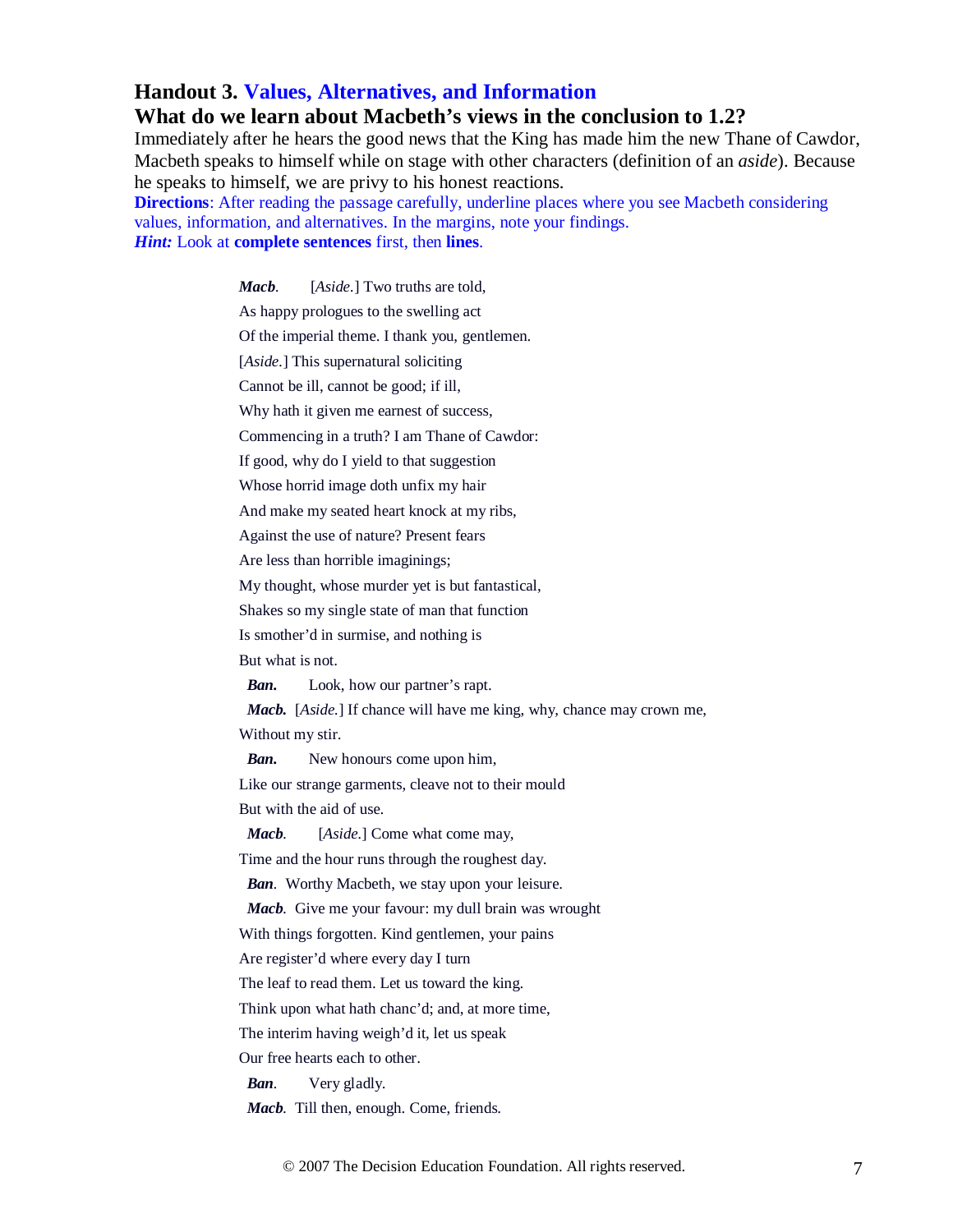## Handout 3. Values, Alternatives, and Information

### What do we learn about Macbeth's views in the conclusion to 1.2?

Immediately after he hears the good news that the King has made him the new Thane of Cawdor, Macbeth speaks to himself while on stage with other characters (definition of an *aside*). Because he speaks to himself, we are privy to his honest reactions.

**Directions**: After reading the passage carefully, underline places where you see Macbeth considering values, information, and alternatives. In the margins, note your findings.

***Hint:*** Look at **complete sentences** first, then **lines**.

***Macb.*** [*Aside.*] Two truths are told,  
As happy prologues to the swelling act  
Of the imperial theme. I thank you, gentlemen.  
[*Aside.*] This supernatural soliciting  
Cannot be ill, cannot be good; if ill,  
Why hath it given me earnest of success,  
Commencing in a truth? I am Thane of Cawdor:  
If good, why do I yield to that suggestion  
Whose horrid image doth unfix my hair  
And make my seated heart knock at my ribs,  
Against the use of nature? Present fears  
Are less than horrible imaginings;  
My thought, whose murder yet is but fantastical,  
Shakes so my single state of man that function  
Is smother'd in surmise, and nothing is  
But what is not.

***Ban.*** Look, how our partner's rapt.

***Macb.*** [*Aside.*] If chance will have me king, why, chance may crown me,  
Without my stir.

***Ban.*** New honours come upon him,  
Like our strange garments, cleave not to their mould  
But with the aid of use.

***Macb.*** [*Aside.*] Come what come may,  
Time and the hour runs through the roughest day.

***Ban.*** Worthy Macbeth, we stay upon your leisure.

***Macb.*** Give me your favour: my dull brain was wrought  
With things forgotten. Kind gentlemen, your pains  
Are register'd where every day I turn  
The leaf to read them. Let us toward the king.  
Think upon what hath chanc'd; and, at more time,  
The interim having weigh'd it, let us speak  
Our free hearts each to other.

***Ban.*** Very gladly.

***Macb.*** Till then, enough. Come, friends.

© 2007 The Decision Education Foundation. All rights reserved.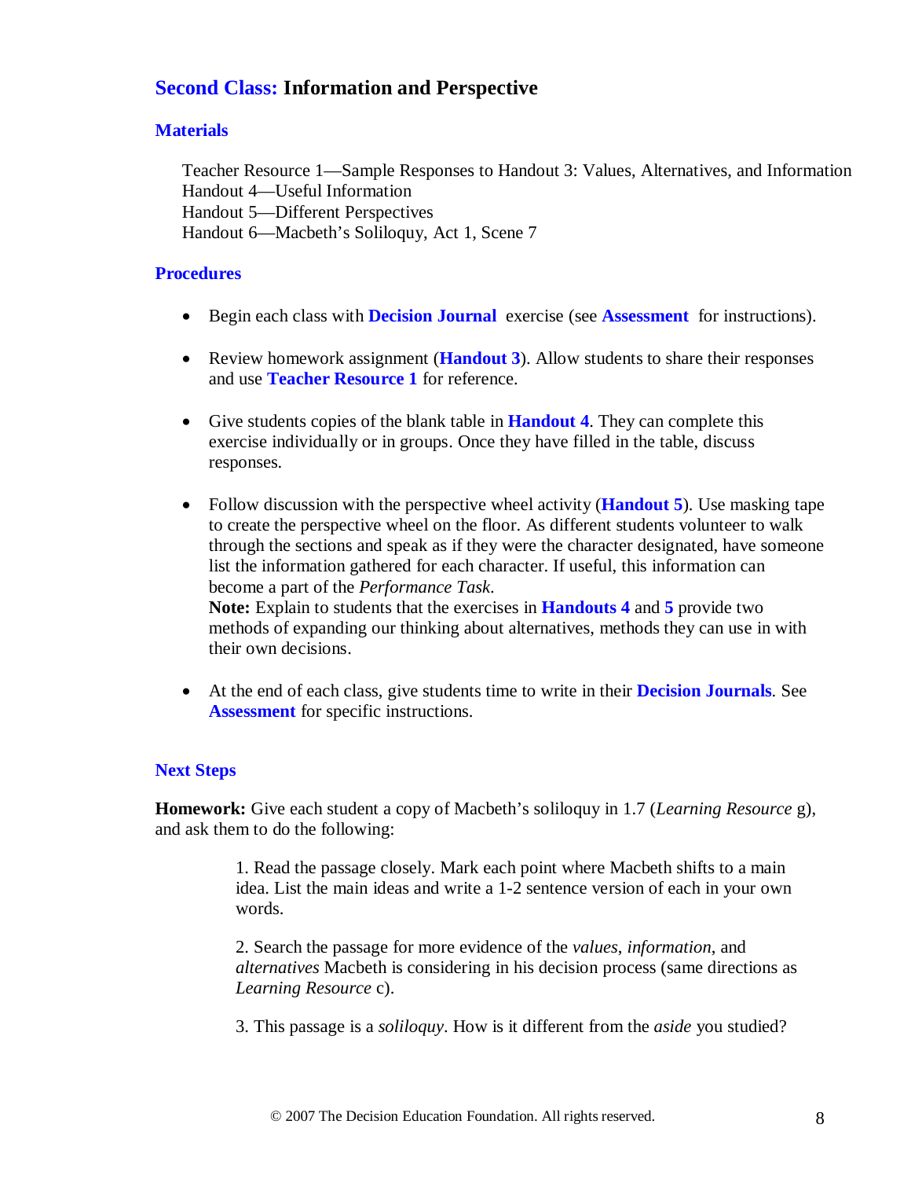## Second Class: Information and Perspective

### Materials

Teacher Resource 1—Sample Responses to Handout 3: Values, Alternatives, and Information
Handout 4—Useful Information
Handout 5—Different Perspectives
Handout 6—Macbeth's Soliloquy, Act 1, Scene 7

### Procedures

- Begin each class with **Decision Journal** exercise (see **Assessment** for instructions).

- Review homework assignment (**Handout 3**). Allow students to share their responses and use **Teacher Resource 1** for reference.

- Give students copies of the blank table in **Handout 4**. They can complete this exercise individually or in groups. Once they have filled in the table, discuss responses.

- Follow discussion with the perspective wheel activity (**Handout 5**). Use masking tape to create the perspective wheel on the floor. As different students volunteer to walk through the sections and speak as if they were the character designated, have someone list the information gathered for each character. If useful, this information can become a part of the *Performance Task*.
  **Note:** Explain to students that the exercises in **Handouts 4** and **5** provide two methods of expanding our thinking about alternatives, methods they can use in with their own decisions.

- At the end of each class, give students time to write in their **Decision Journals**. See **Assessment** for specific instructions.

### Next Steps

**Homework:** Give each student a copy of Macbeth's soliloquy in 1.7 (*Learning Resource* g), and ask them to do the following:

1. Read the passage closely. Mark each point where Macbeth shifts to a main idea. List the main ideas and write a 1-2 sentence version of each in your own words.

2. Search the passage for more evidence of the *values*, *information*, and *alternatives* Macbeth is considering in his decision process (same directions as *Learning Resource* c).

3. This passage is a *soliloquy*. How is it different from the *aside* you studied?

© 2007 The Decision Education Foundation. All rights reserved.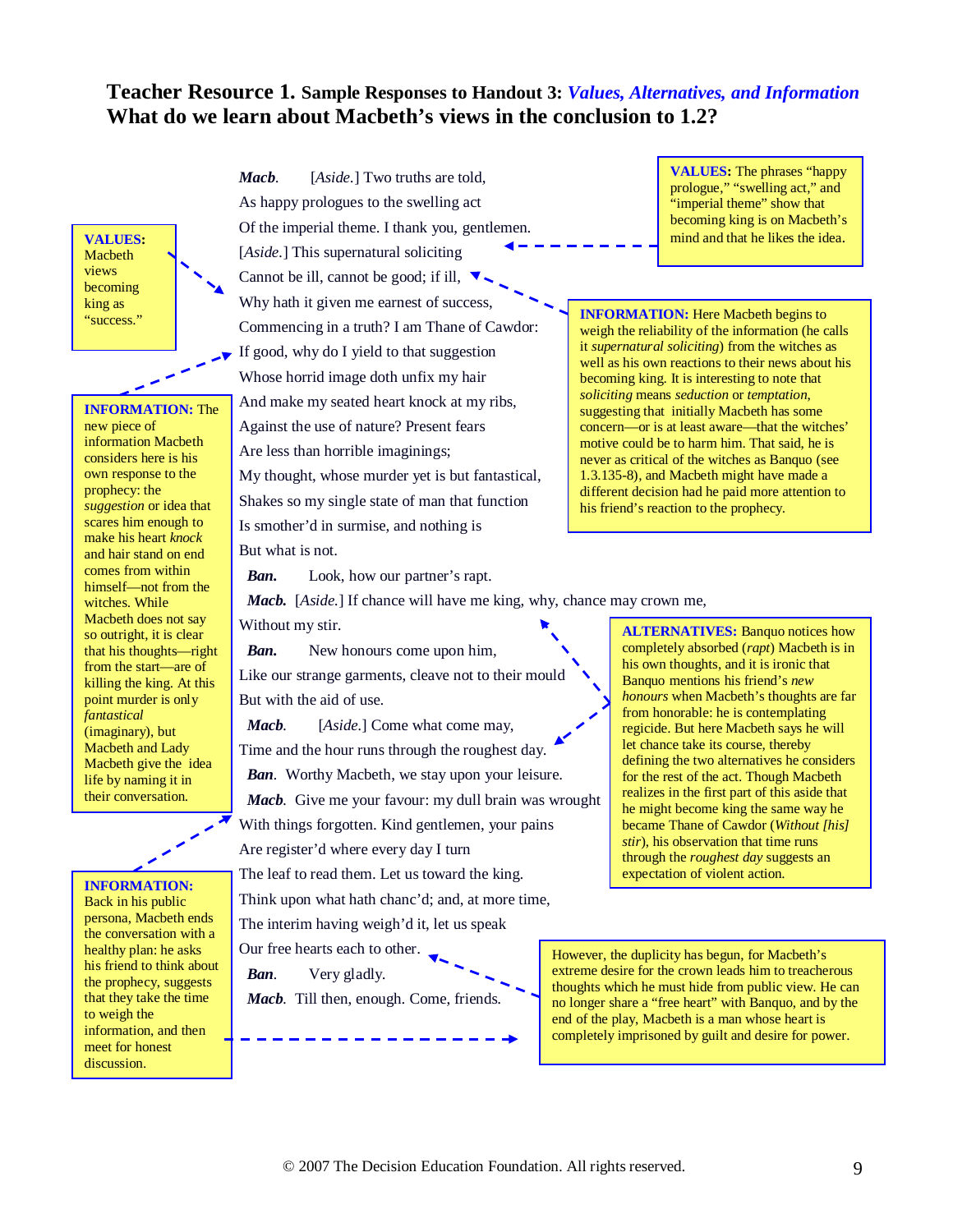# Teacher Resource 1. Sample Responses to Handout 3: *Values, Alternatives, and Information*

## What do we learn about Macbeth's views in the conclusion to 1.2?

***Macb.*** [*Aside.*] Two truths are told,
As happy prologues to the swelling act
Of the imperial theme. I thank you, gentlemen.
[*Aside.*] This supernatural soliciting
Cannot be ill, cannot be good; if ill,
Why hath it given me earnest of success,
Commencing in a truth? I am Thane of Cawdor:
If good, why do I yield to that suggestion
Whose horrid image doth unfix my hair
And make my seated heart knock at my ribs,
Against the use of nature? Present fears
Are less than horrible imaginings;
My thought, whose murder yet is but fantastical,
Shakes so my single state of man that function
Is smother'd in surmise, and nothing is
But what is not.

***Ban.*** Look, how our partner's rapt.

***Macb.*** [*Aside.*] If chance will have me king, why, chance may crown me,
Without my stir.

***Ban.*** New honours come upon him,
Like our strange garments, cleave not to their mould
But with the aid of use.

***Macb.*** [*Aside.*] Come what come may,
Time and the hour runs through the roughest day.

***Ban.*** Worthy Macbeth, we stay upon your leisure.

***Macb.*** Give me your favour: my dull brain was wrought
With things forgotten. Kind gentlemen, your pains
Are register'd where every day I turn
The leaf to read them. Let us toward the king.
Think upon what hath chanc'd; and, at more time,
The interim having weigh'd it, let us speak
Our free hearts each to other.

***Ban.*** Very gladly.

***Macb.*** Till then, enough. Come, friends.

---

**VALUES:** The phrases "happy prologue," "swelling act," and "imperial theme" show that becoming king is on Macbeth's mind and that he likes the idea.

**VALUES:** Macbeth views becoming king as "success."

**INFORMATION:** Here Macbeth begins to weigh the reliability of the information (he calls it *supernatural soliciting*) from the witches as well as his own reactions to their news about his becoming king. It is interesting to note that *soliciting* means *seduction* or *temptation*, suggesting that initially Macbeth has some concern—or is at least aware—that the witches' motive could be to harm him. That said, he is never as critical of the witches as Banquo (see 1.3.135-8), and Macbeth might have made a different decision had he paid more attention to his friend's reaction to the prophecy.

**INFORMATION:** The new piece of information Macbeth considers here is his own response to the prophecy: the *suggestion* or idea that scares him enough to make his heart *knock* and hair stand on end comes from within himself—not from the witches. While Macbeth does not say so outright, it is clear that his thoughts—right from the start—are of killing the king. At this point murder is only *fantastical* (imaginary), but Macbeth and Lady Macbeth give the idea life by naming it in their conversation.

**ALTERNATIVES:** Banquo notices how completely absorbed (*rapt*) Macbeth is in his own thoughts, and it is ironic that Banquo mentions his friend's *new honours* when Macbeth's thoughts are far from honorable: he is contemplating regicide. But here Macbeth says he will let chance take its course, thereby defining the two alternatives he considers for the rest of the act. Though Macbeth realizes in the first part of this aside that he might become king the same way he became Thane of Cawdor (*Without [his] stir*), his observation that time runs through the *roughest day* suggests an expectation of violent action.

**INFORMATION:** Back in his public persona, Macbeth ends the conversation with a healthy plan: he asks his friend to think about the prophecy, suggests that they take the time to weigh the information, and then meet for honest discussion.

However, the duplicity has begun, for Macbeth's extreme desire for the crown leads him to treacherous thoughts which he must hide from public view. He can no longer share a "free heart" with Banquo, and by the end of the play, Macbeth is a man whose heart is completely imprisoned by guilt and desire for power.

© 2007 The Decision Education Foundation. All rights reserved.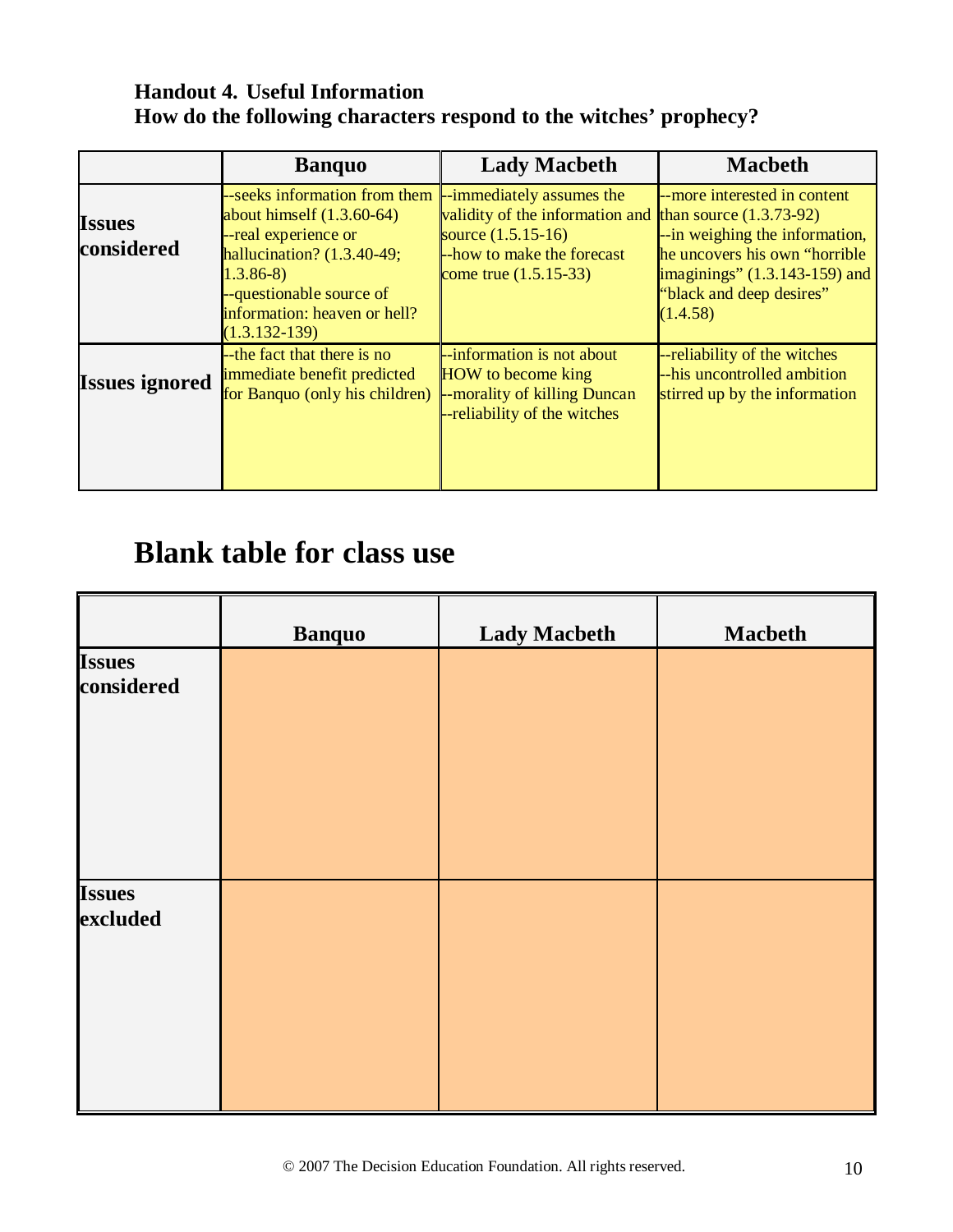**Handout 4. Useful Information**
**How do the following characters respond to the witches' prophecy?**

| | Banquo | Lady Macbeth | Macbeth |
|---|---|---|---|
| **Issues considered** | --seeks information from them about himself (1.3.60-64)<br>--real experience or hallucination? (1.3.40-49; 1.3.86-8)<br>--questionable source of information: heaven or hell? (1.3.132-139) | --immediately assumes the validity of the information and source (1.5.15-16)<br>--how to make the forecast come true (1.5.15-33) | --more interested in content than source (1.3.73-92)<br>--in weighing the information, he uncovers his own "horrible imaginings" (1.3.143-159) and "black and deep desires" (1.4.58) |
| **Issues ignored** | --the fact that there is no immediate benefit predicted for Banquo (only his children) | --information is not about HOW to become king<br>--morality of killing Duncan<br>--reliability of the witches | --reliability of the witches<br>--his uncontrolled ambition stirred up by the information |

# Blank table for class use

| | Banquo | Lady Macbeth | Macbeth |
|---|---|---|---|
| **Issues considered** | | | |
| **Issues excluded** | | | |

© 2007 The Decision Education Foundation. All rights reserved.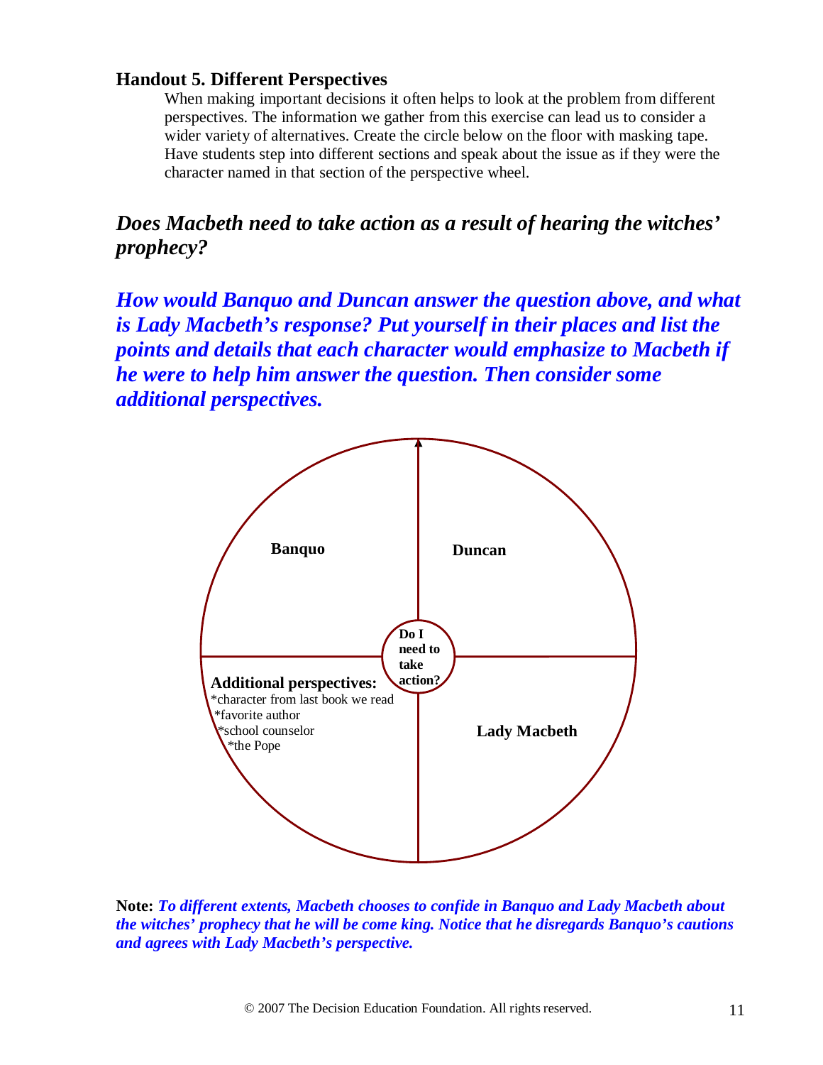### Handout 5. Different Perspectives

When making important decisions it often helps to look at the problem from different perspectives. The information we gather from this exercise can lead us to consider a wider variety of alternatives. Create the circle below on the floor with masking tape. Have students step into different sections and speak about the issue as if they were the character named in that section of the perspective wheel.

## *Does Macbeth need to take action as a result of hearing the witches' prophecy?*

***How would Banquo and Duncan answer the question above, and what is Lady Macbeth's response? Put yourself in their places and list the points and details that each character would emphasize to Macbeth if he were to help him answer the question. Then consider some additional perspectives.***

**Banquo**

**Duncan**

**Do I need to take action?**

**Additional perspectives:**
*character from last book we read
*favorite author
*school counselor
*the Pope

**Lady Macbeth**

**Note:** ***To different extents, Macbeth chooses to confide in Banquo and Lady Macbeth about the witches' prophecy that he will be come king. Notice that he disregards Banquo's cautions and agrees with Lady Macbeth's perspective.***

© 2007 The Decision Education Foundation. All rights reserved.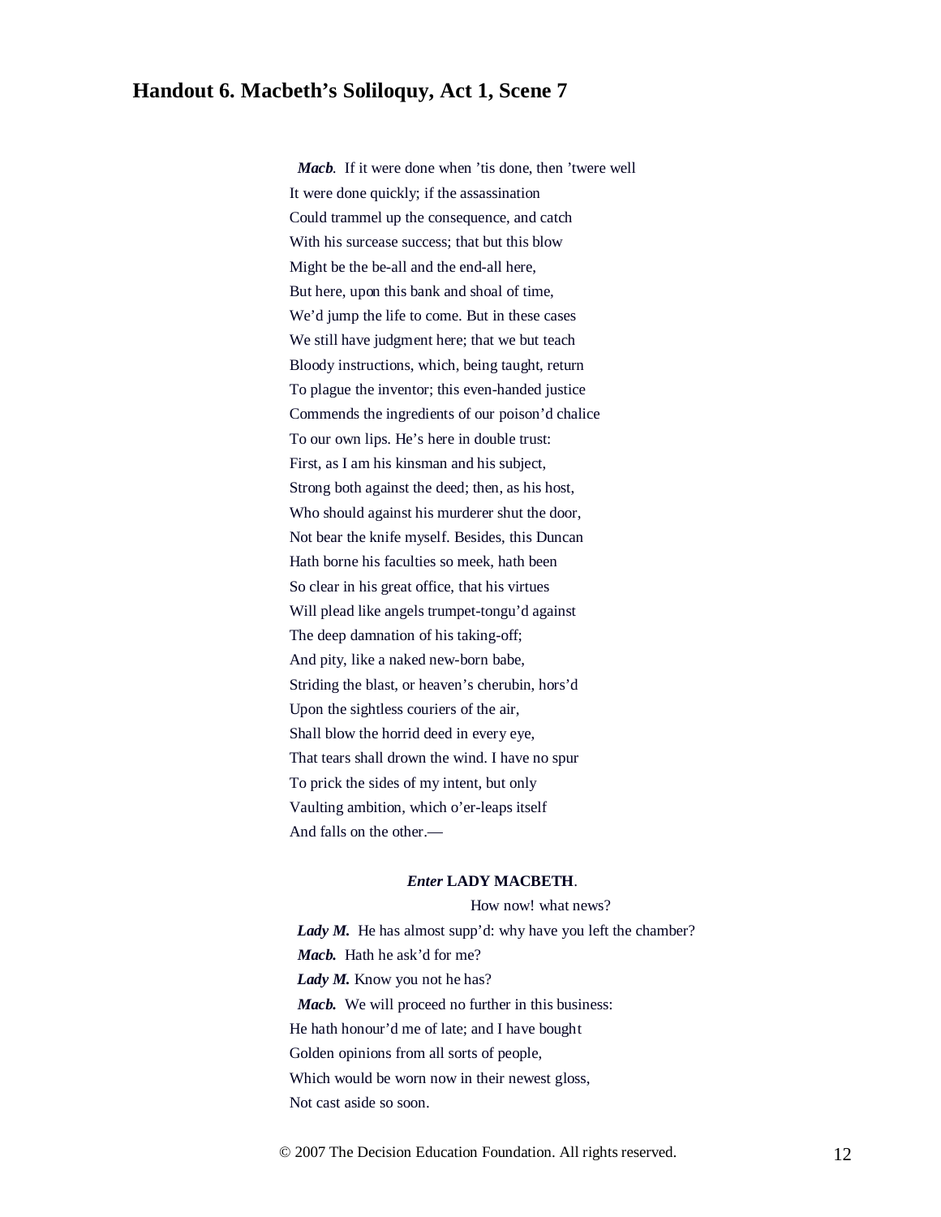## Handout 6. Macbeth's Soliloquy, Act 1, Scene 7

***Macb.*** If it were done when 'tis done, then 'twere well  
It were done quickly; if the assassination  
Could trammel up the consequence, and catch  
With his surcease success; that but this blow  
Might be the be-all and the end-all here,  
But here, upon this bank and shoal of time,  
We'd jump the life to come. But in these cases  
We still have judgment here; that we but teach  
Bloody instructions, which, being taught, return  
To plague the inventor; this even-handed justice  
Commends the ingredients of our poison'd chalice  
To our own lips. He's here in double trust:  
First, as I am his kinsman and his subject,  
Strong both against the deed; then, as his host,  
Who should against his murderer shut the door,  
Not bear the knife myself. Besides, this Duncan  
Hath borne his faculties so meek, hath been  
So clear in his great office, that his virtues  
Will plead like angels trumpet-tongu'd against  
The deep damnation of his taking-off;  
And pity, like a naked new-born babe,  
Striding the blast, or heaven's cherubin, hors'd  
Upon the sightless couriers of the air,  
Shall blow the horrid deed in every eye,  
That tears shall drown the wind. I have no spur  
To prick the sides of my intent, but only  
Vaulting ambition, which o'er-leaps itself  
And falls on the other.—

***Enter* LADY MACBETH.**

How now! what news?

***Lady M.*** He has almost supp'd: why have you left the chamber?

***Macb.*** Hath he ask'd for me?

***Lady M.*** Know you not he has?

***Macb.*** We will proceed no further in this business:  
He hath honour'd me of late; and I have bought  
Golden opinions from all sorts of people,  
Which would be worn now in their newest gloss,  
Not cast aside so soon.

© 2007 The Decision Education Foundation. All rights reserved.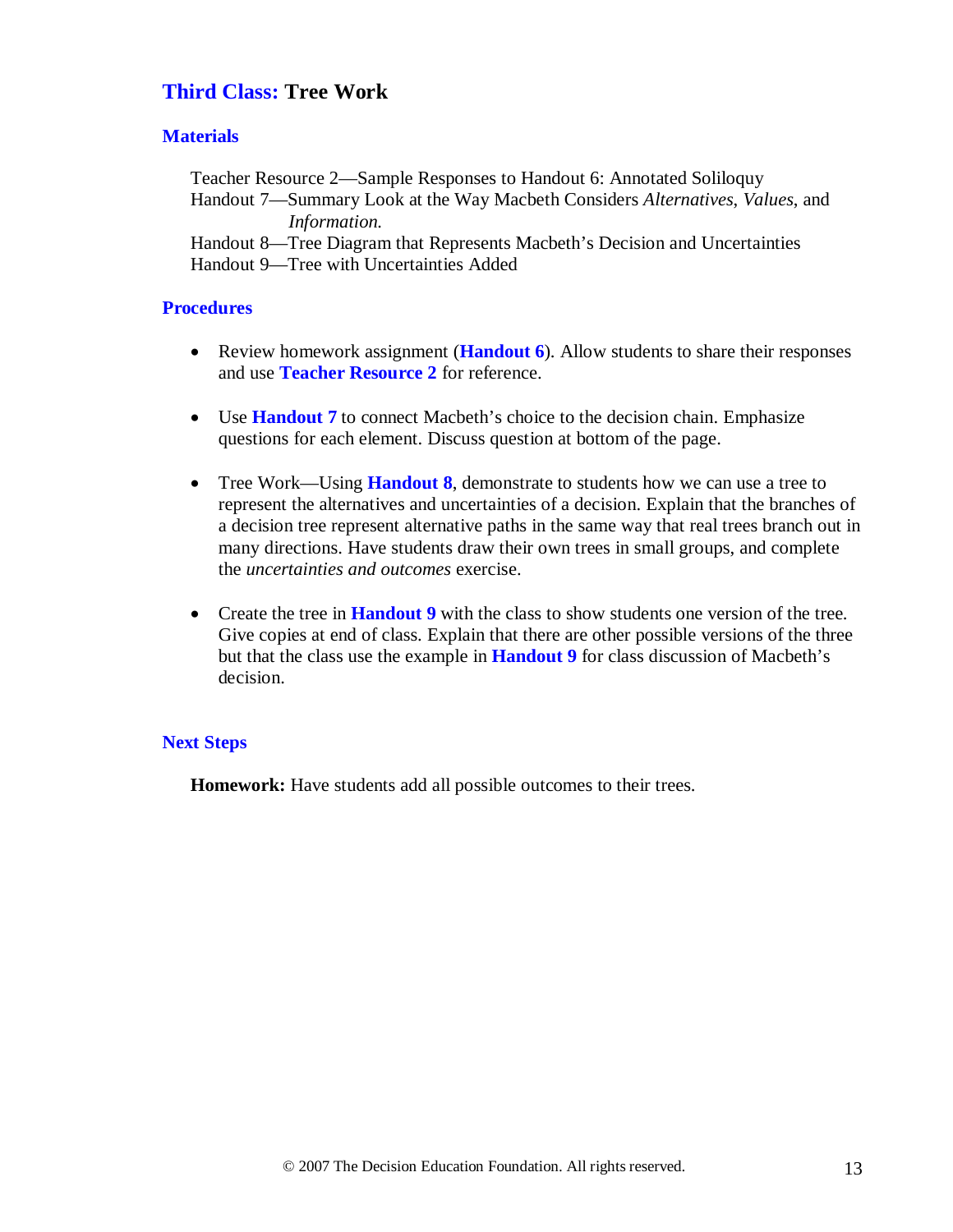## Third Class: Tree Work

### Materials

Teacher Resource 2—Sample Responses to Handout 6: Annotated Soliloquy
Handout 7—Summary Look at the Way Macbeth Considers *Alternatives*, *Values*, and *Information.*
Handout 8—Tree Diagram that Represents Macbeth's Decision and Uncertainties
Handout 9—Tree with Uncertainties Added

### Procedures

- Review homework assignment (**Handout 6**). Allow students to share their responses and use **Teacher Resource 2** for reference.

- Use **Handout 7** to connect Macbeth's choice to the decision chain. Emphasize questions for each element. Discuss question at bottom of the page.

- Tree Work—Using **Handout 8**, demonstrate to students how we can use a tree to represent the alternatives and uncertainties of a decision. Explain that the branches of a decision tree represent alternative paths in the same way that real trees branch out in many directions. Have students draw their own trees in small groups, and complete the *uncertainties and outcomes* exercise.

- Create the tree in **Handout 9** with the class to show students one version of the tree. Give copies at end of class. Explain that there are other possible versions of the three but that the class use the example in **Handout 9** for class discussion of Macbeth's decision.

### Next Steps

**Homework:** Have students add all possible outcomes to their trees.

© 2007 The Decision Education Foundation. All rights reserved.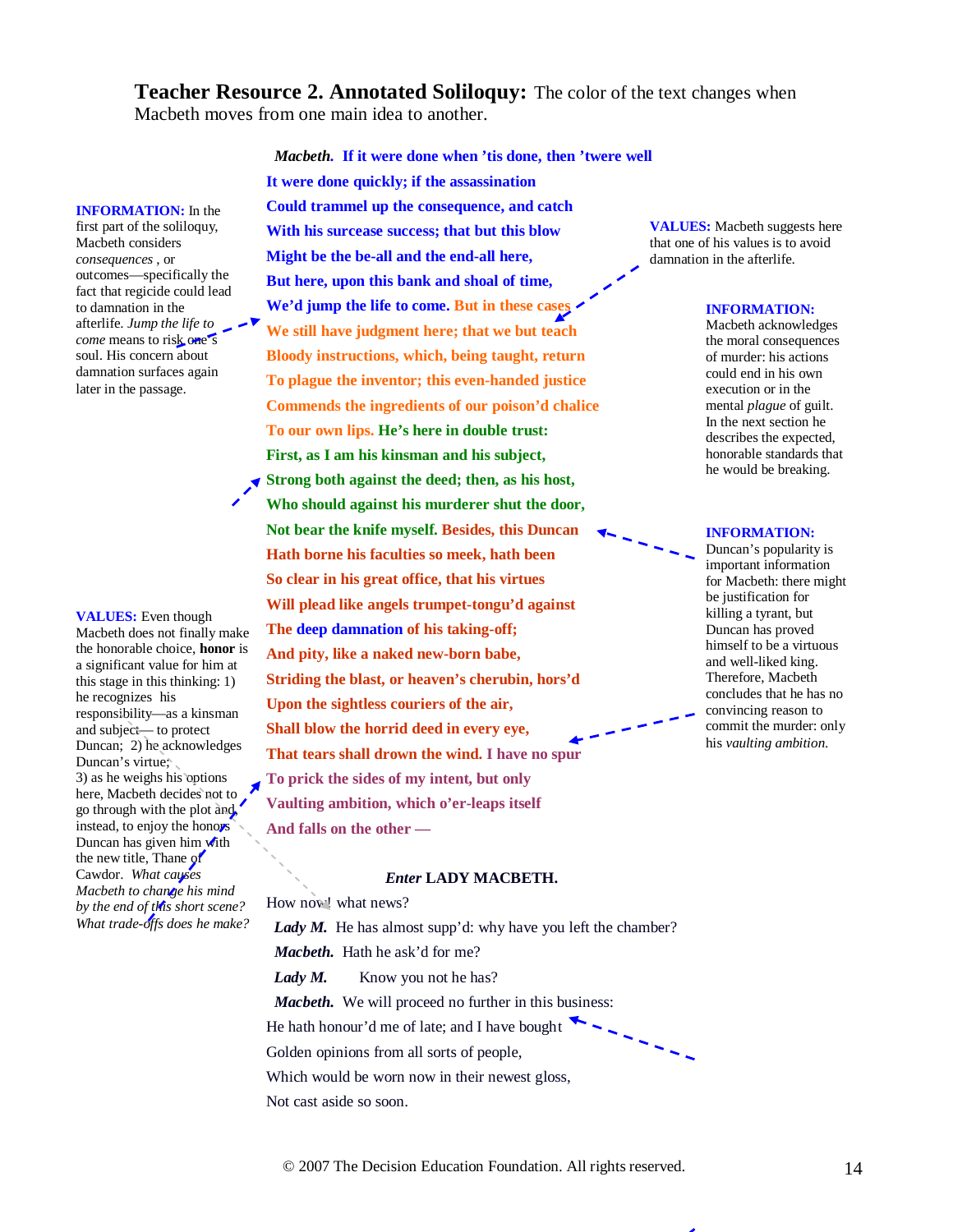**Teacher Resource 2. Annotated Soliloquy:** The color of the text changes when Macbeth moves from one main idea to another.

***Macbeth.*** **If it were done when 'tis done, then 'twere well**
**It were done quickly; if the assassination**
**Could trammel up the consequence, and catch**
**With his surcease success; that but this blow**
**Might be the be-all and the end-all here,**
**But here, upon this bank and shoal of time,**
**We'd jump the life to come. But in these cases**
**We still have judgment here; that we but teach**
**Bloody instructions, which, being taught, return**
**To plague the inventor; this even-handed justice**
**Commends the ingredients of our poison'd chalice**
**To our own lips. He's here in double trust:**
**First, as I am his kinsman and his subject,**
**Strong both against the deed; then, as his host,**
**Who should against his murderer shut the door,**
**Not bear the knife myself. Besides, this Duncan**
**Hath borne his faculties so meek, hath been**
**So clear in his great office, that his virtues**
**Will plead like angels trumpet-tongu'd against**
**The deep damnation of his taking-off;**
**And pity, like a naked new-born babe,**
**Striding the blast, or heaven's cherubin, hors'd**
**Upon the sightless couriers of the air,**
**Shall blow the horrid deed in every eye,**
**That tears shall drown the wind. I have no spur**
**To prick the sides of my intent, but only**
**Vaulting ambition, which o'er-leaps itself**
**And falls on the other —**

*Enter* **LADY MACBETH.**

How now! what news?

***Lady M.*** He has almost supp'd: why have you left the chamber?

***Macbeth.*** Hath he ask'd for me?

***Lady M.*** Know you not he has?

***Macbeth.*** We will proceed no further in this business:
He hath honour'd me of late; and I have bought
Golden opinions from all sorts of people,
Which would be worn now in their newest gloss,
Not cast aside so soon.

---

**INFORMATION:** In the first part of the soliloquy, Macbeth considers *consequences* , or outcomes—specifically the fact that regicide could lead to damnation in the afterlife. *Jump the life to come* means to risk one's soul. His concern about damnation surfaces again later in the passage.

**VALUES:** Macbeth suggests here that one of his values is to avoid damnation in the afterlife.

**INFORMATION:** Macbeth acknowledges the moral consequences of murder: his actions could end in his own execution or in the mental *plague* of guilt. In the next section he describes the expected, honorable standards that he would be breaking.

**INFORMATION:** Duncan's popularity is important information for Macbeth: there might be justification for killing a tyrant, but Duncan has proved himself to be a virtuous and well-liked king. Therefore, Macbeth concludes that he has no convincing reason to commit the murder: only his *vaulting ambition.*

**VALUES:** Even though Macbeth does not finally make the honorable choice, **honor** is a significant value for him at this stage in this thinking: 1) he recognizes his responsibility—as a kinsman and subject— to protect Duncan; 2) he acknowledges Duncan's virtue; 3) as he weighs his options here, Macbeth decides not to go through with the plot and instead, to enjoy the honors Duncan has given him with the new title, Thane of Cawdor. *What causes Macbeth to change his mind by the end of this short scene? What trade-offs does he make?*

© 2007 The Decision Education Foundation. All rights reserved.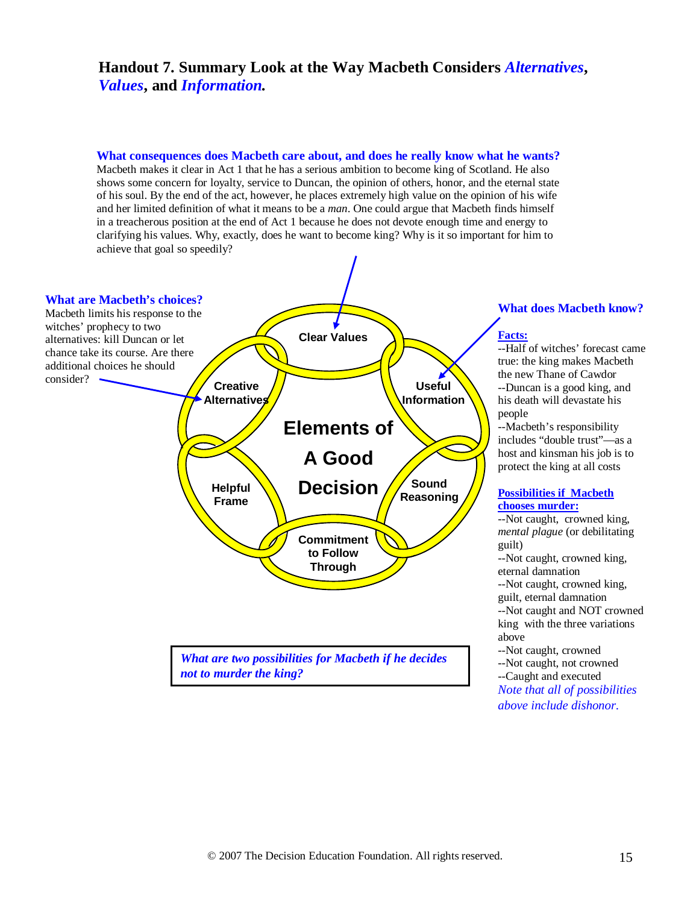## Handout 7. Summary Look at the Way Macbeth Considers *Alternatives*, *Values*, and *Information*.

**What consequences does Macbeth care about, and does he really know what he wants?**
Macbeth makes it clear in Act 1 that he has a serious ambition to become king of Scotland. He also shows some concern for loyalty, service to Duncan, the opinion of others, honor, and the eternal state of his soul. By the end of the act, however, he places extremely high value on the opinion of his wife and her limited definition of what it means to be a *man*. One could argue that Macbeth finds himself in a treacherous position at the end of Act 1 because he does not devote enough time and energy to clarifying his values. Why, exactly, does he want to become king? Why is it so important for him to achieve that goal so speedily?

**What are Macbeth's choices?**
Macbeth limits his response to the witches' prophecy to two alternatives: kill Duncan or let chance take its course. Are there additional choices he should consider?

Elements of A Good Decision: Clear Values; Useful Information; Sound Reasoning; Commitment to Follow Through; Helpful Frame; Creative Alternatives

***What are two possibilities for Macbeth if he decides not to murder the king?***

**What does Macbeth know?**

**Facts:**

--Half of witches' forecast came true: the king makes Macbeth the new Thane of Cawdor
--Duncan is a good king, and his death will devastate his people
--Macbeth's responsibility includes "double trust"—as a host and kinsman his job is to protect the king at all costs

**Possibilities if Macbeth chooses murder:**

--Not caught, crowned king, *mental plague* (or debilitating guilt)
--Not caught, crowned king, eternal damnation
--Not caught, crowned king, guilt, eternal damnation
--Not caught and NOT crowned king with the three variations above
--Not caught, crowned
--Not caught, not crowned
--Caught and executed

*Note that all of possibilities above include dishonor.*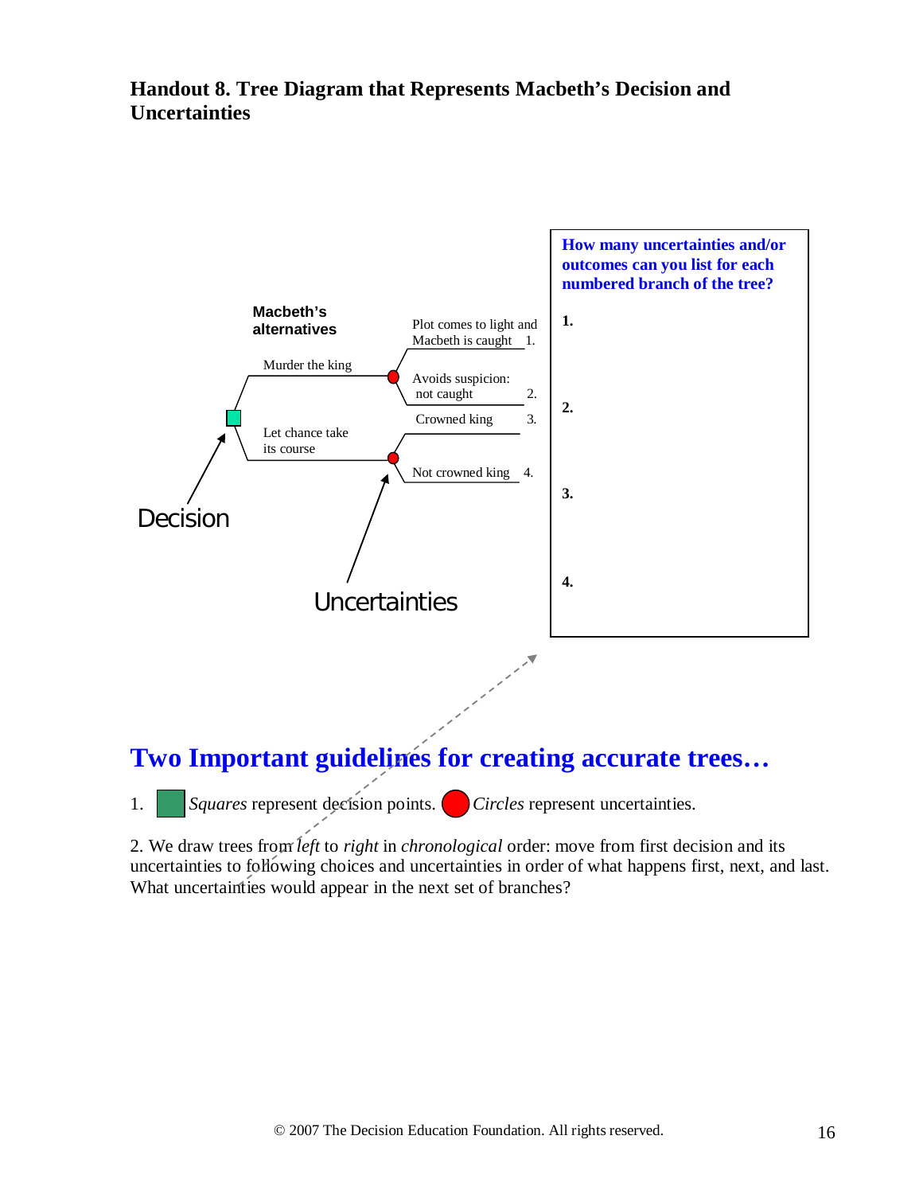## Handout 8. Tree Diagram that Represents Macbeth's Decision and Uncertainties

**Macbeth's alternatives**

Murder the king

- Plot comes to light and Macbeth is caught 1.
- Avoids suspicion: not caught 2.

Let chance take its course

- Crowned king 3.
- Not crowned king 4.

Decision

Uncertainties

**How many uncertainties and/or outcomes can you list for each numbered branch of the tree?**

**1.**

**2.**

**3.**

**4.**

# Two Important guidelines for creating accurate trees…

1. *Squares* represent decision points. *Circles* represent uncertainties.

2. We draw trees from *left* to *right* in *chronological* order: move from first decision and its uncertainties to following choices and uncertainties in order of what happens first, next, and last. What uncertainties would appear in the next set of branches?

© 2007 The Decision Education Foundation. All rights reserved.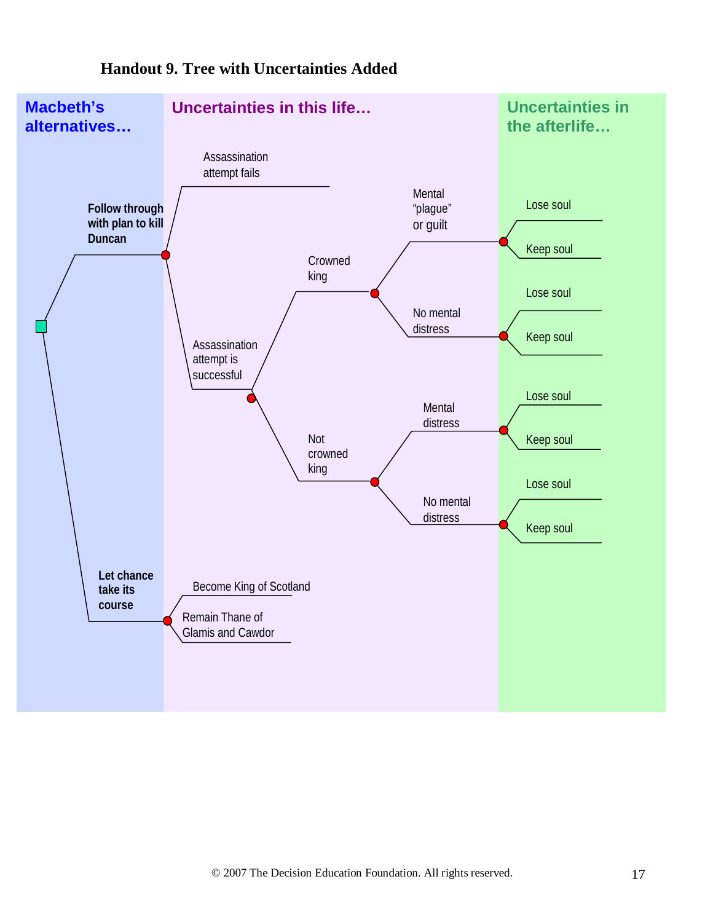### Handout 9. Tree with Uncertainties Added

**Macbeth's alternatives…**

**Uncertainties in this life…**

**Uncertainties in the afterlife…**

- **Follow through with plan to kill Duncan**
  - Assassination attempt fails
  - Assassination attempt is successful
    - Crowned king
      - Mental "plague" or guilt
        - Lose soul
        - Keep soul
      - No mental distress
        - Lose soul
        - Keep soul
    - Not crowned king
      - Mental distress
        - Lose soul
        - Keep soul
      - No mental distress
        - Lose soul
        - Keep soul
- **Let chance take its course**
  - Become King of Scotland
  - Remain Thane of Glamis and Cawdor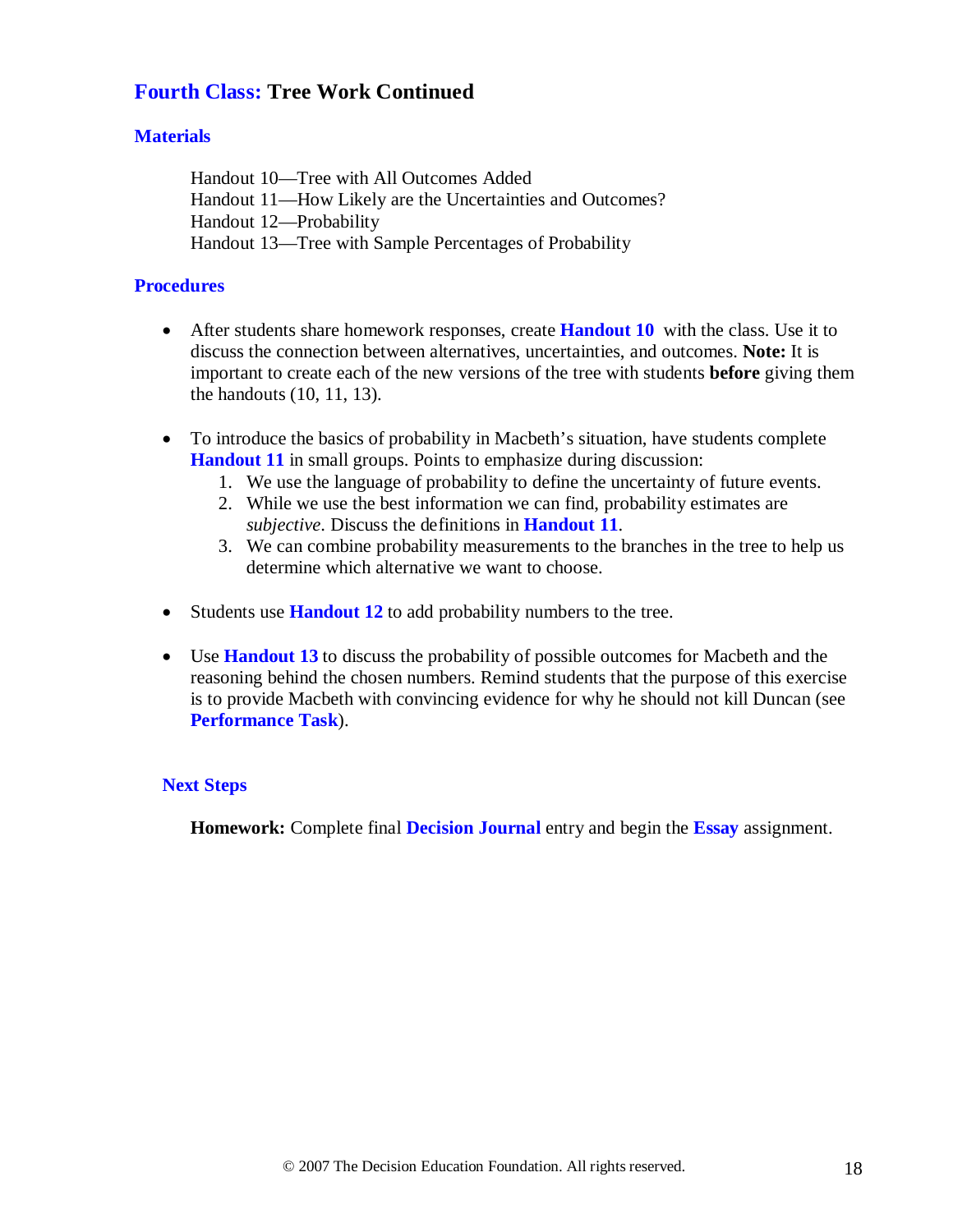## Fourth Class: Tree Work Continued

### Materials

Handout 10—Tree with All Outcomes Added
Handout 11—How Likely are the Uncertainties and Outcomes?
Handout 12—Probability
Handout 13—Tree with Sample Percentages of Probability

### Procedures

- After students share homework responses, create **Handout 10** with the class. Use it to discuss the connection between alternatives, uncertainties, and outcomes. **Note:** It is important to create each of the new versions of the tree with students **before** giving them the handouts (10, 11, 13).

- To introduce the basics of probability in Macbeth's situation, have students complete **Handout 11** in small groups. Points to emphasize during discussion:
  1. We use the language of probability to define the uncertainty of future events.
  2. While we use the best information we can find, probability estimates are *subjective*. Discuss the definitions in **Handout 11**.
  3. We can combine probability measurements to the branches in the tree to help us determine which alternative we want to choose.

- Students use **Handout 12** to add probability numbers to the tree.

- Use **Handout 13** to discuss the probability of possible outcomes for Macbeth and the reasoning behind the chosen numbers. Remind students that the purpose of this exercise is to provide Macbeth with convincing evidence for why he should not kill Duncan (see **Performance Task**).

### Next Steps

**Homework:** Complete final **Decision Journal** entry and begin the **Essay** assignment.

© 2007 The Decision Education Foundation. All rights reserved.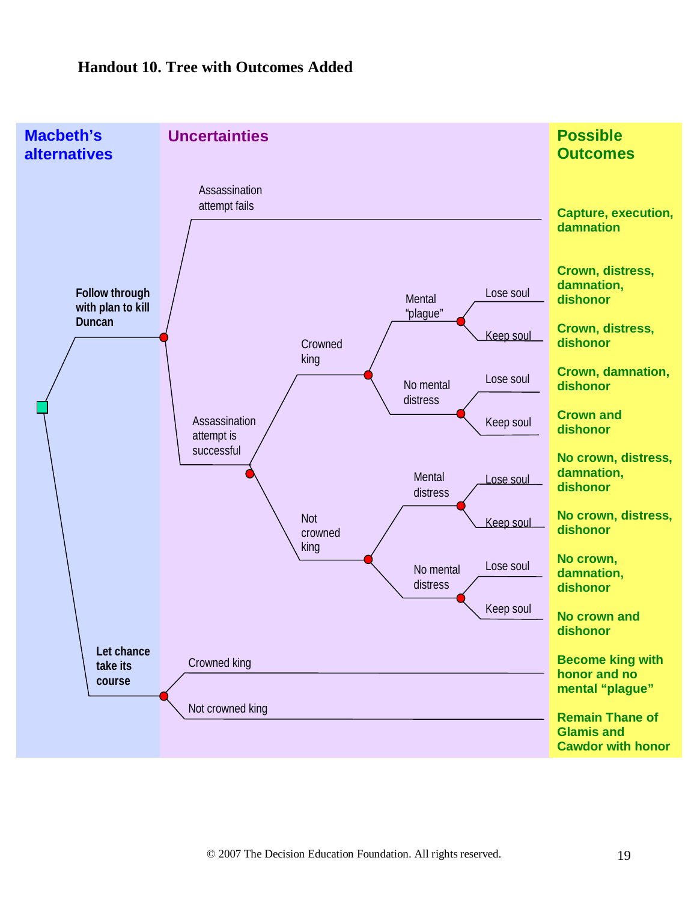# Handout 10. Tree with Outcomes Added

| Macbeth's alternatives | Uncertainties | | | Possible Outcomes |
|---|---|---|---|---|
| Follow through with plan to kill Duncan | Assassination attempt fails | | | Capture, execution, damnation |
| Follow through with plan to kill Duncan | Assassination attempt is successful → Crowned king | Mental "plague" | Lose soul | Crown, distress, damnation, dishonor |
| | | | Keep soul | Crown, distress, dishonor |
| | | No mental distress | Lose soul | Crown, damnation, dishonor |
| | | | Keep soul | Crown and dishonor |
| | Assassination attempt is successful → Not crowned king | Mental distress | Lose soul | No crown, distress, damnation, dishonor |
| | | | Keep soul | No crown, distress, dishonor |
| | | No mental distress | Lose soul | No crown, damnation, dishonor |
| | | | Keep soul | No crown and dishonor |
| Let chance take its course | Crowned king | | | Become king with honor and no mental "plague" |
| | Not crowned king | | | Remain Thane of Glamis and Cawdor with honor |

© 2007 The Decision Education Foundation. All rights reserved.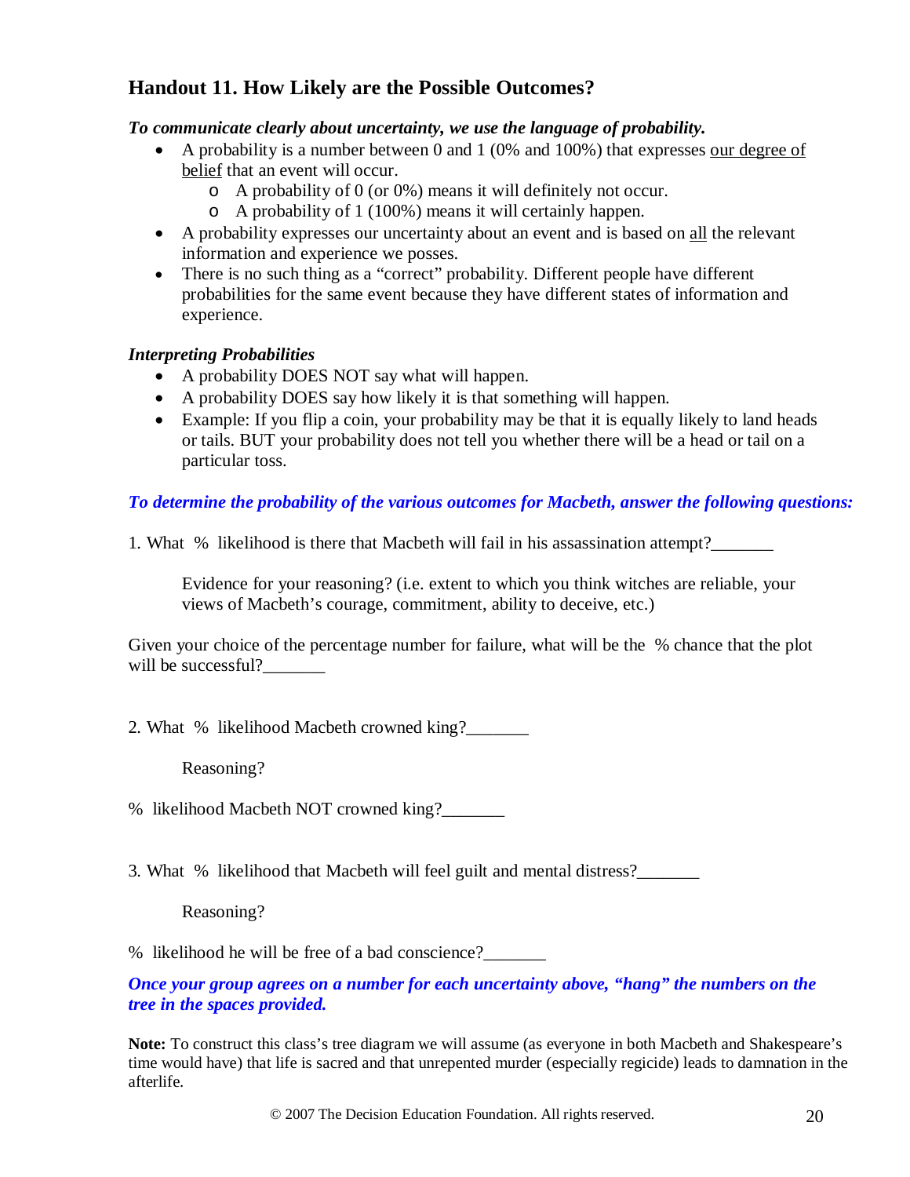## Handout 11. How Likely are the Possible Outcomes?

***To communicate clearly about uncertainty, we use the language of probability.***

- A probability is a number between 0 and 1 (0% and 100%) that expresses <u>our degree of belief</u> that an event will occur.
    - A probability of 0 (or 0%) means it will definitely not occur.
    - A probability of 1 (100%) means it will certainly happen.
- A probability expresses our uncertainty about an event and is based on <u>all</u> the relevant information and experience we posses.
- There is no such thing as a "correct" probability. Different people have different probabilities for the same event because they have different states of information and experience.

***Interpreting Probabilities***

- A probability DOES NOT say what will happen.
- A probability DOES say how likely it is that something will happen.
- Example: If you flip a coin, your probability may be that it is equally likely to land heads or tails. BUT your probability does not tell you whether there will be a head or tail on a particular toss.

***To determine the probability of the various outcomes for Macbeth, answer the following questions:***

1. What % likelihood is there that Macbeth will fail in his assassination attempt?_______

   Evidence for your reasoning? (i.e. extent to which you think witches are reliable, your views of Macbeth's courage, commitment, ability to deceive, etc.)

Given your choice of the percentage number for failure, what will be the % chance that the plot will be successful?_______

2. What % likelihood Macbeth crowned king?_______

   Reasoning?

% likelihood Macbeth NOT crowned king?_______

3. What % likelihood that Macbeth will feel guilt and mental distress?_______

   Reasoning?

% likelihood he will be free of a bad conscience?_______

***Once your group agrees on a number for each uncertainty above, "hang" the numbers on the tree in the spaces provided.***

**Note:** To construct this class's tree diagram we will assume (as everyone in both Macbeth and Shakespeare's time would have) that life is sacred and that unrepented murder (especially regicide) leads to damnation in the afterlife.

© 2007 The Decision Education Foundation. All rights reserved.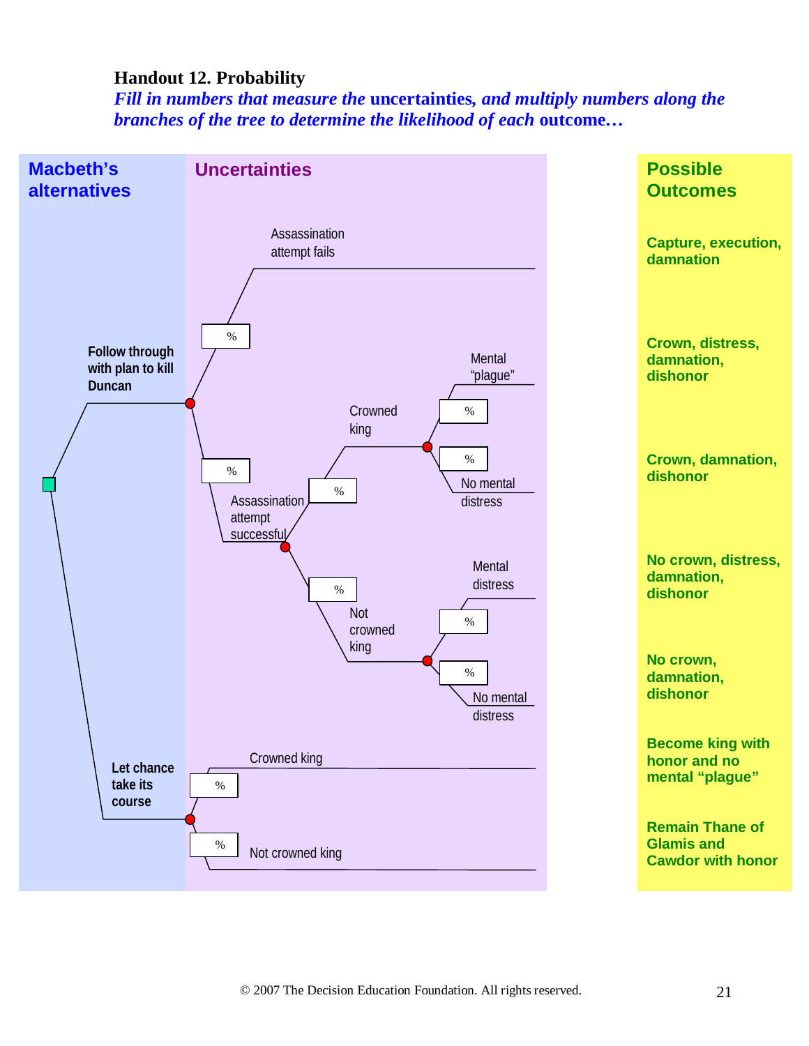# Handout 12. Probability

***Fill in numbers that measure the* uncertainties*, and multiply numbers along the branches of the tree to determine the likelihood of each* outcome…**

| Macbeth's alternatives | Uncertainties | | | Possible Outcomes |
|---|---|---|---|---|
| Follow through with plan to kill Duncan | Assassination attempt fails (%) | | | Capture, execution, damnation |
| | Assassination attempt successful (%) | Crowned king (%) | Mental "plague" (%) | Crown, distress, damnation, dishonor |
| | | | No mental distress (%) | Crown, damnation, dishonor |
| | | Not crowned king (%) | Mental distress (%) | No crown, distress, damnation, dishonor |
| | | | No mental distress (%) | No crown, damnation, dishonor |
| Let chance take its course | Crowned king (%) | | | Become king with honor and no mental "plague" |
| | Not crowned king (%) | | | Remain Thane of Glamis and Cawdor with honor |

© 2007 The Decision Education Foundation. All rights reserved.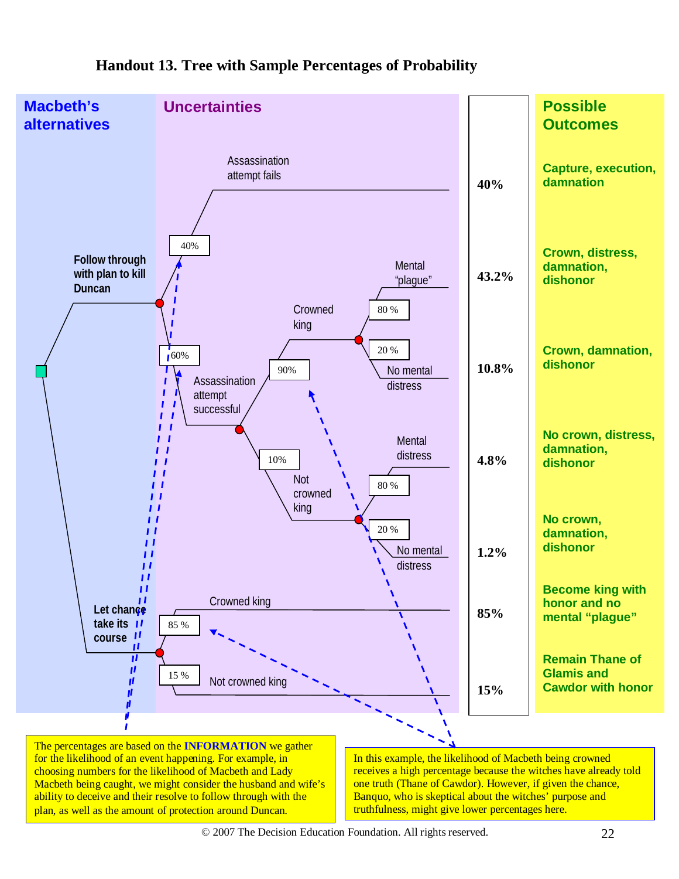# Handout 13. Tree with Sample Percentages of Probability

| Macbeth's alternatives | Uncertainties | | | Probability | Possible Outcomes |
|---|---|---|---|---|---|
| Follow through with plan to kill Duncan | Assassination attempt fails (40%) | | | 40% | Capture, execution, damnation |
| | Assassination attempt successful (60%) | Crowned king (90%) | Mental "plague" (80 %) | 43.2% | Crown, distress, damnation, dishonor |
| | | | No mental distress (20 %) | 10.8% | Crown, damnation, dishonor |
| | | Not crowned king (10%) | Mental distress (80 %) | 4.8% | No crown, distress, damnation, dishonor |
| | | | No mental distress (20 %) | 1.2% | No crown, damnation, dishonor |
| Let chance take its course | Crowned king (85 %) | | | 85% | Become king with honor and no mental "plague" |
| | Not crowned king (15 %) | | | 15% | Remain Thane of Glamis and Cawdor with honor |

The percentages are based on the **INFORMATION** we gather for the likelihood of an event happening. For example, in choosing numbers for the likelihood of Macbeth and Lady Macbeth being caught, we might consider the husband and wife's ability to deceive and their resolve to follow through with the plan, as well as the amount of protection around Duncan.

In this example, the likelihood of Macbeth being crowned receives a high percentage because the witches have already told one truth (Thane of Cawdor). However, if given the chance, Banquo, who is skeptical about the witches' purpose and truthfulness, might give lower percentages here.

© 2007 The Decision Education Foundation. All rights reserved.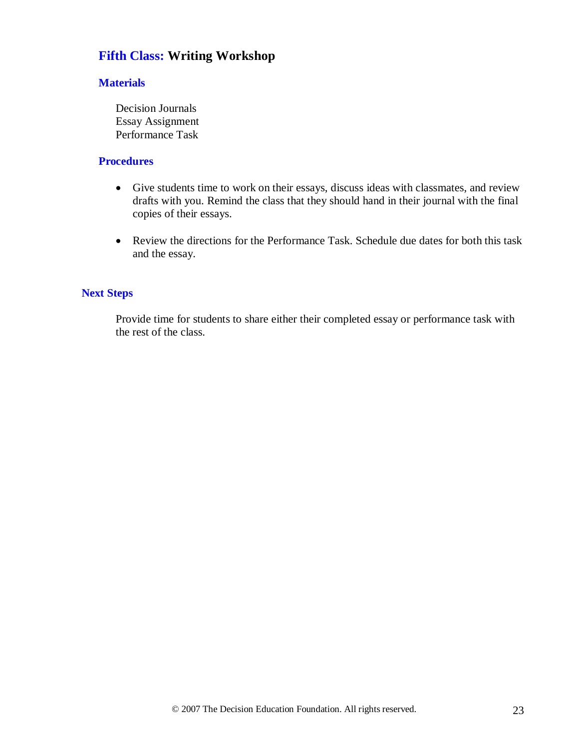## Fifth Class: Writing Workshop

### Materials

Decision Journals
Essay Assignment
Performance Task

### Procedures

- Give students time to work on their essays, discuss ideas with classmates, and review drafts with you. Remind the class that they should hand in their journal with the final copies of their essays.
- Review the directions for the Performance Task. Schedule due dates for both this task and the essay.

### Next Steps

Provide time for students to share either their completed essay or performance task with the rest of the class.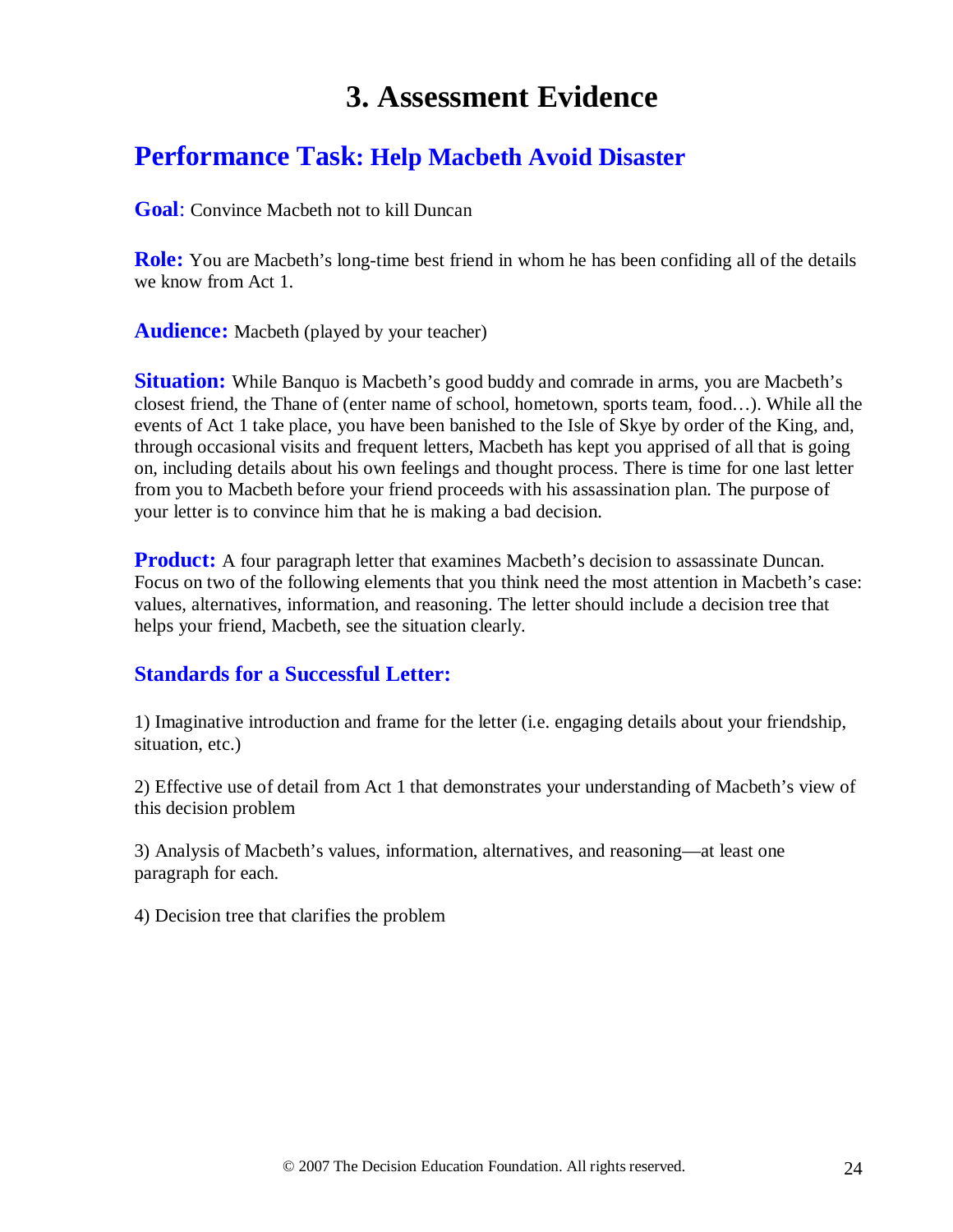# 3. Assessment Evidence

## Performance Task: Help Macbeth Avoid Disaster

**Goal**: Convince Macbeth not to kill Duncan

**Role:** You are Macbeth's long-time best friend in whom he has been confiding all of the details we know from Act 1.

**Audience:** Macbeth (played by your teacher)

**Situation:** While Banquo is Macbeth's good buddy and comrade in arms, you are Macbeth's closest friend, the Thane of (enter name of school, hometown, sports team, food…). While all the events of Act 1 take place, you have been banished to the Isle of Skye by order of the King, and, through occasional visits and frequent letters, Macbeth has kept you apprised of all that is going on, including details about his own feelings and thought process. There is time for one last letter from you to Macbeth before your friend proceeds with his assassination plan. The purpose of your letter is to convince him that he is making a bad decision.

**Product:** A four paragraph letter that examines Macbeth's decision to assassinate Duncan. Focus on two of the following elements that you think need the most attention in Macbeth's case: values, alternatives, information, and reasoning. The letter should include a decision tree that helps your friend, Macbeth, see the situation clearly.

### Standards for a Successful Letter:

1) Imaginative introduction and frame for the letter (i.e. engaging details about your friendship, situation, etc.)

2) Effective use of detail from Act 1 that demonstrates your understanding of Macbeth's view of this decision problem

3) Analysis of Macbeth's values, information, alternatives, and reasoning—at least one paragraph for each.

4) Decision tree that clarifies the problem

© 2007 The Decision Education Foundation. All rights reserved.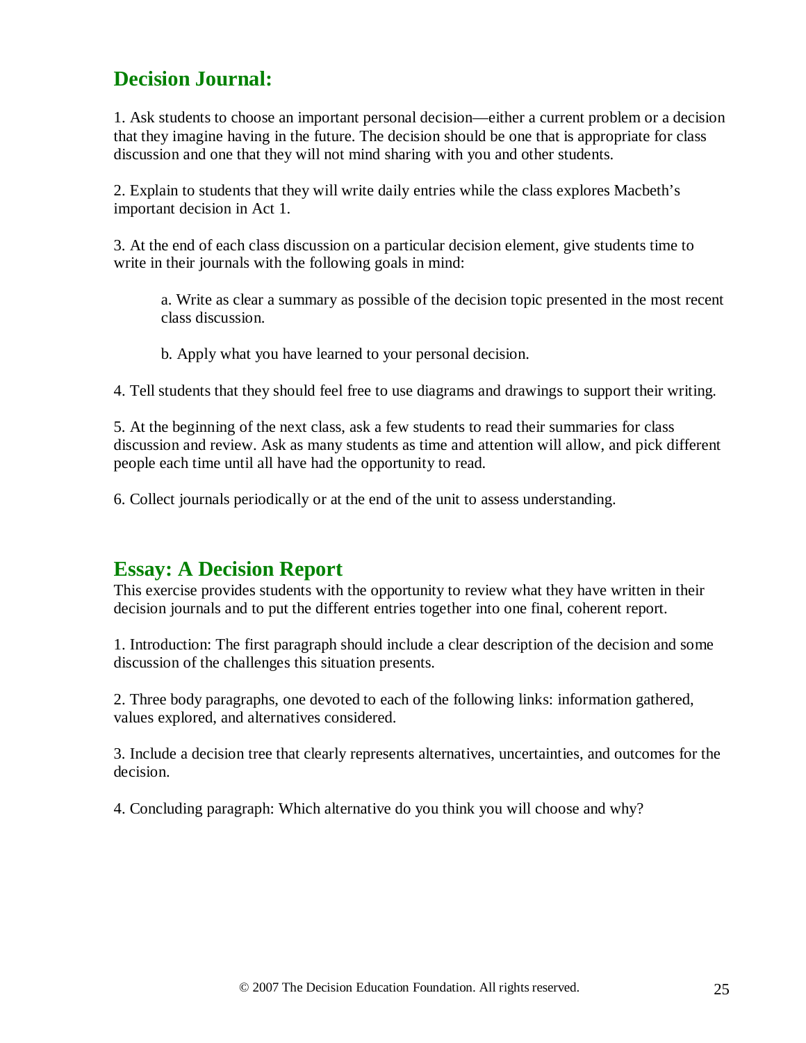## Decision Journal:

1. Ask students to choose an important personal decision—either a current problem or a decision that they imagine having in the future. The decision should be one that is appropriate for class discussion and one that they will not mind sharing with you and other students.

2. Explain to students that they will write daily entries while the class explores Macbeth's important decision in Act 1.

3. At the end of each class discussion on a particular decision element, give students time to write in their journals with the following goals in mind:

   a. Write as clear a summary as possible of the decision topic presented in the most recent class discussion.

   b. Apply what you have learned to your personal decision.

4. Tell students that they should feel free to use diagrams and drawings to support their writing.

5. At the beginning of the next class, ask a few students to read their summaries for class discussion and review. Ask as many students as time and attention will allow, and pick different people each time until all have had the opportunity to read.

6. Collect journals periodically or at the end of the unit to assess understanding.

## Essay: A Decision Report

This exercise provides students with the opportunity to review what they have written in their decision journals and to put the different entries together into one final, coherent report.

1. Introduction: The first paragraph should include a clear description of the decision and some discussion of the challenges this situation presents.

2. Three body paragraphs, one devoted to each of the following links: information gathered, values explored, and alternatives considered.

3. Include a decision tree that clearly represents alternatives, uncertainties, and outcomes for the decision.

4. Concluding paragraph: Which alternative do you think you will choose and why?

© 2007 The Decision Education Foundation. All rights reserved.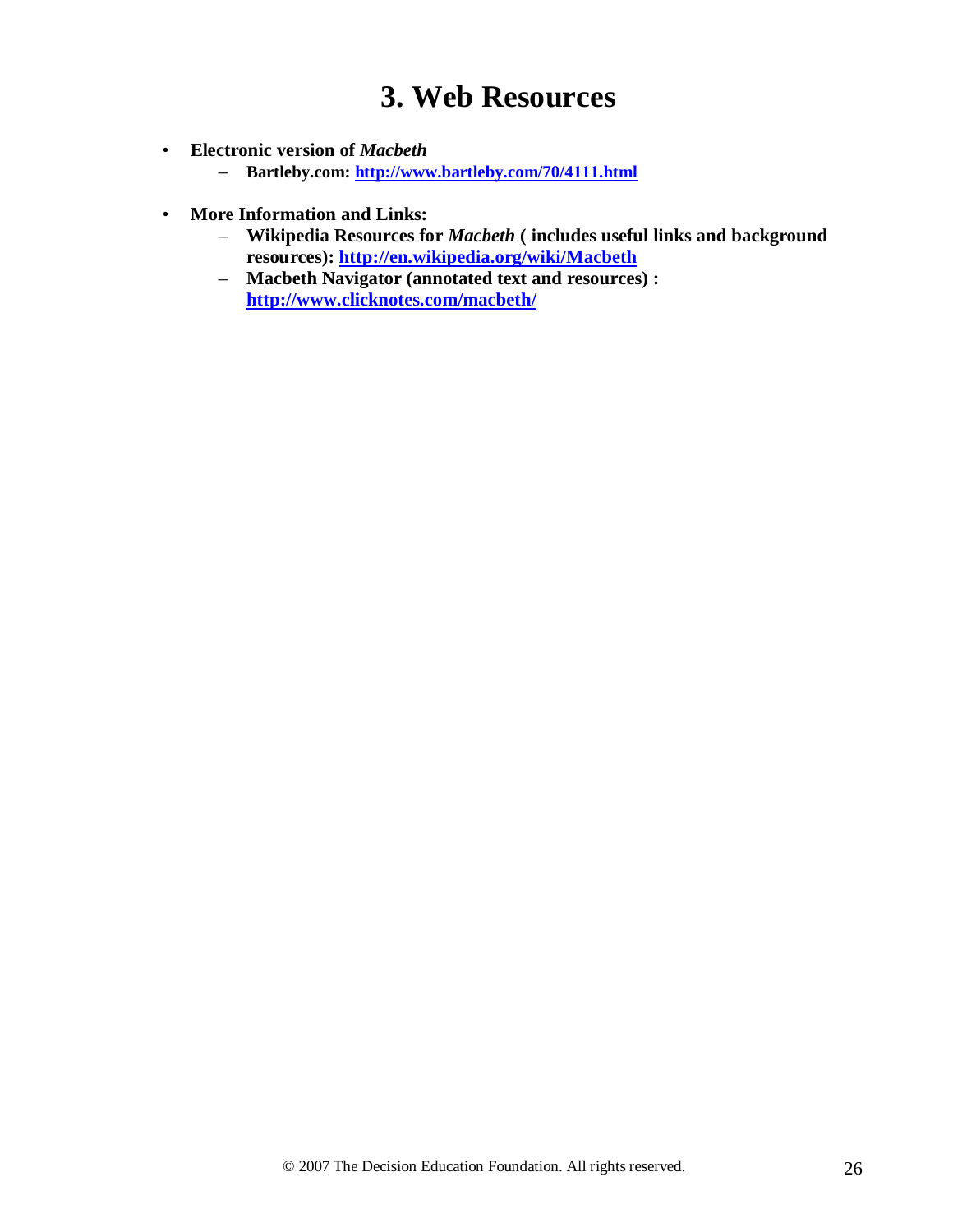# 3. Web Resources

- **Electronic version of *Macbeth***
  - **Bartleby.com: [http://www.bartleby.com/70/4111.html](http://www.bartleby.com/70/4111.html)**
- **More Information and Links:**
  - **Wikipedia Resources for *Macbeth* ( includes useful links and background resources): [http://en.wikipedia.org/wiki/Macbeth](http://en.wikipedia.org/wiki/Macbeth)**
  - **Macbeth Navigator (annotated text and resources) : [http://www.clicknotes.com/macbeth/](http://www.clicknotes.com/macbeth/)**

© 2007 The Decision Education Foundation. All rights reserved.